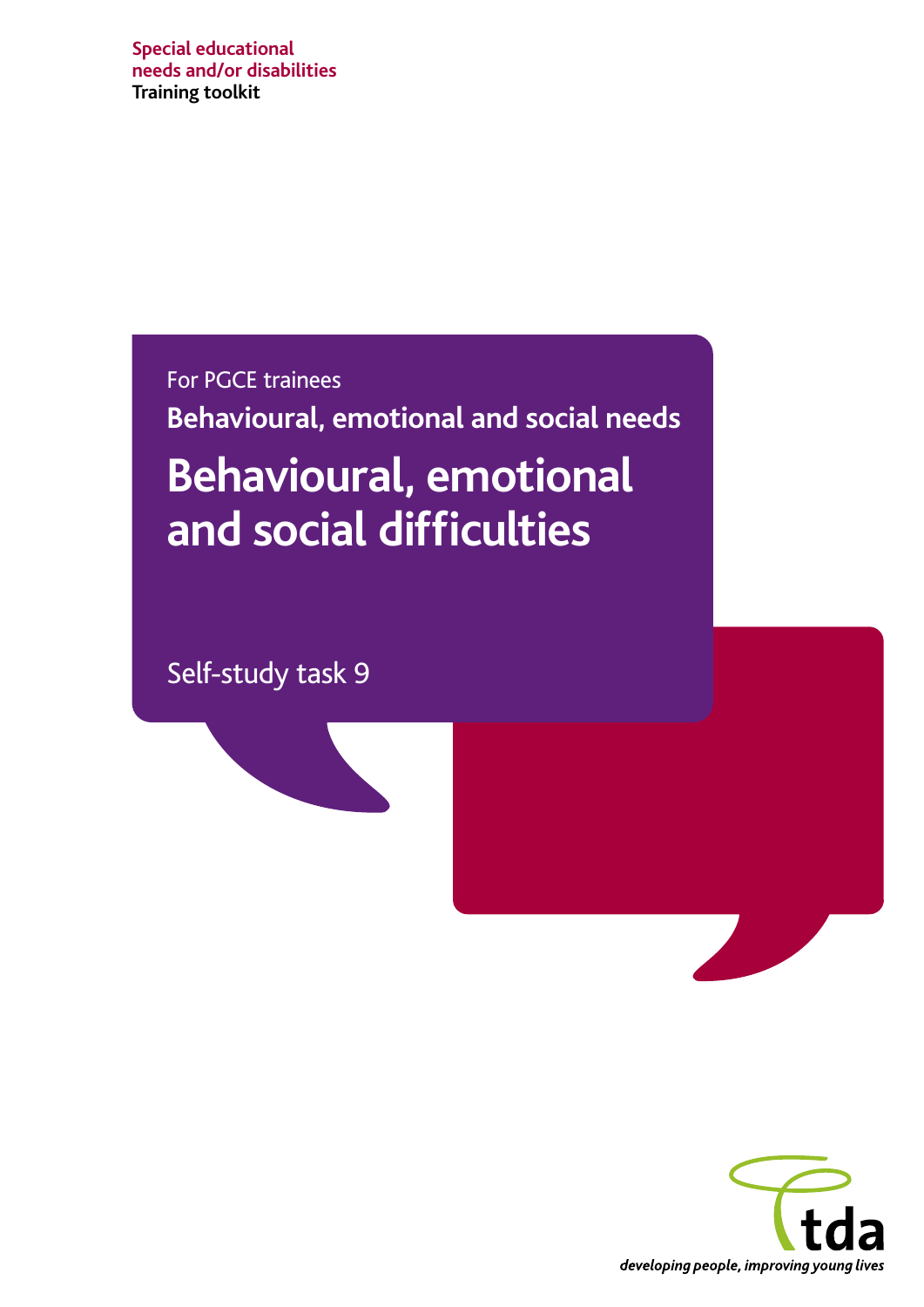Special educational needs and/or disabilities
Training toolkit

For PGCE trainees

**Behavioural, emotional and social needs**

# Behavioural, emotional and social difficulties

Self-study task 9

tda

*developing people, improving young lives*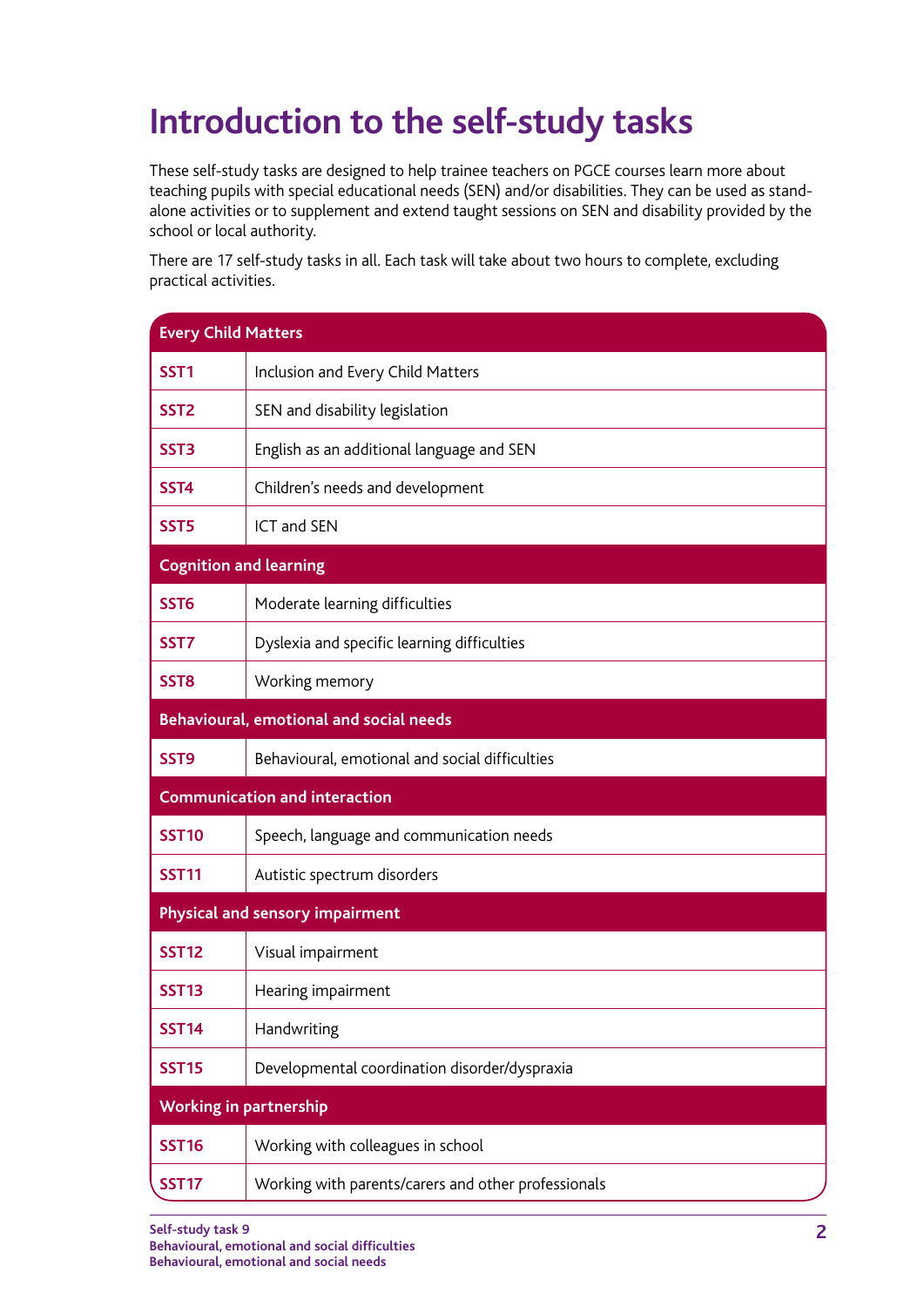# Introduction to the self-study tasks

These self-study tasks are designed to help trainee teachers on PGCE courses learn more about teaching pupils with special educational needs (SEN) and/or disabilities. They can be used as stand-alone activities or to supplement and extend taught sessions on SEN and disability provided by the school or local authority.

There are 17 self-study tasks in all. Each task will take about two hours to complete, excluding practical activities.

| **Every Child Matters** | |
|---|---|
| **SST1** | Inclusion and Every Child Matters |
| **SST2** | SEN and disability legislation |
| **SST3** | English as an additional language and SEN |
| **SST4** | Children's needs and development |
| **SST5** | ICT and SEN |
| **Cognition and learning** | |
| **SST6** | Moderate learning difficulties |
| **SST7** | Dyslexia and specific learning difficulties |
| **SST8** | Working memory |
| **Behavioural, emotional and social needs** | |
| **SST9** | Behavioural, emotional and social difficulties |
| **Communication and interaction** | |
| **SST10** | Speech, language and communication needs |
| **SST11** | Autistic spectrum disorders |
| **Physical and sensory impairment** | |
| **SST12** | Visual impairment |
| **SST13** | Hearing impairment |
| **SST14** | Handwriting |
| **SST15** | Developmental coordination disorder/dyspraxia |
| **Working in partnership** | |
| **SST16** | Working with colleagues in school |
| **SST17** | Working with parents/carers and other professionals |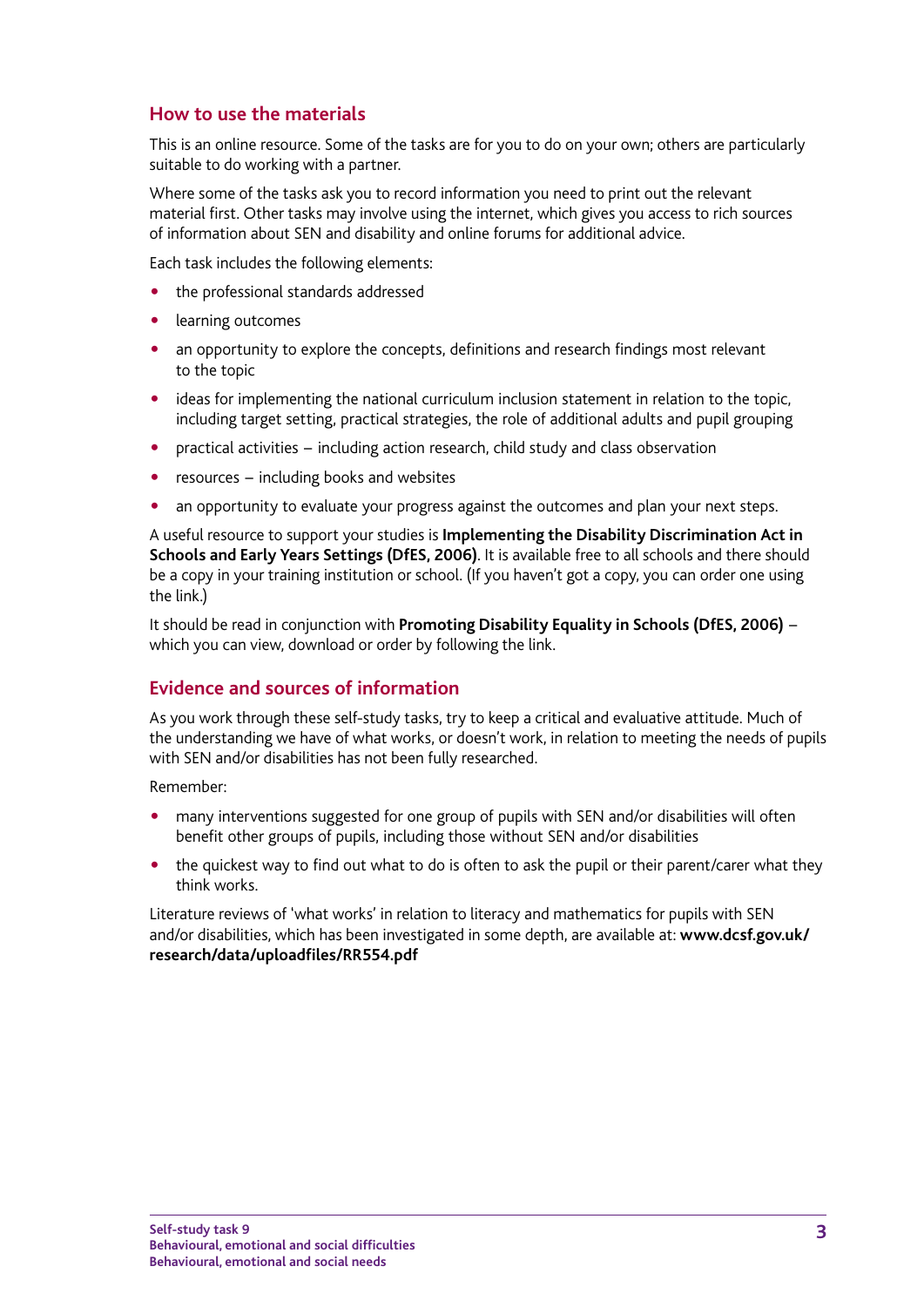## How to use the materials

This is an online resource. Some of the tasks are for you to do on your own; others are particularly suitable to do working with a partner.

Where some of the tasks ask you to record information you need to print out the relevant material first. Other tasks may involve using the internet, which gives you access to rich sources of information about SEN and disability and online forums for additional advice.

Each task includes the following elements:

- the professional standards addressed
- learning outcomes
- an opportunity to explore the concepts, definitions and research findings most relevant to the topic
- ideas for implementing the national curriculum inclusion statement in relation to the topic, including target setting, practical strategies, the role of additional adults and pupil grouping
- practical activities – including action research, child study and class observation
- resources – including books and websites
- an opportunity to evaluate your progress against the outcomes and plan your next steps.

A useful resource to support your studies is **Implementing the Disability Discrimination Act in Schools and Early Years Settings (DfES, 2006)**. It is available free to all schools and there should be a copy in your training institution or school. (If you haven't got a copy, you can order one using the link.)

It should be read in conjunction with **Promoting Disability Equality in Schools (DfES, 2006)** – which you can view, download or order by following the link.

## Evidence and sources of information

As you work through these self-study tasks, try to keep a critical and evaluative attitude. Much of the understanding we have of what works, or doesn't work, in relation to meeting the needs of pupils with SEN and/or disabilities has not been fully researched.

Remember:

- many interventions suggested for one group of pupils with SEN and/or disabilities will often benefit other groups of pupils, including those without SEN and/or disabilities
- the quickest way to find out what to do is often to ask the pupil or their parent/carer what they think works.

Literature reviews of 'what works' in relation to literacy and mathematics for pupils with SEN and/or disabilities, which has been investigated in some depth, are available at: **www.dcsf.gov.uk/research/data/uploadfiles/RR554.pdf**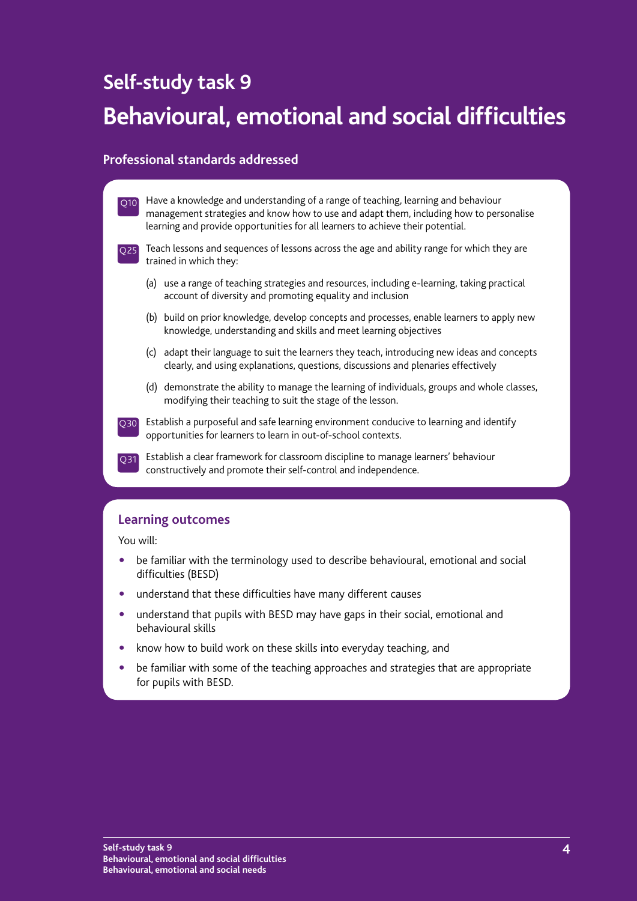## Self-study task 9

# Behavioural, emotional and social difficulties

### Professional standards addressed

**Q10** Have a knowledge and understanding of a range of teaching, learning and behaviour management strategies and know how to use and adapt them, including how to personalise learning and provide opportunities for all learners to achieve their potential.

**Q25** Teach lessons and sequences of lessons across the age and ability range for which they are trained in which they:

(a) use a range of teaching strategies and resources, including e-learning, taking practical account of diversity and promoting equality and inclusion

(b) build on prior knowledge, develop concepts and processes, enable learners to apply new knowledge, understanding and skills and meet learning objectives

(c) adapt their language to suit the learners they teach, introducing new ideas and concepts clearly, and using explanations, questions, discussions and plenaries effectively

(d) demonstrate the ability to manage the learning of individuals, groups and whole classes, modifying their teaching to suit the stage of the lesson.

**Q30** Establish a purposeful and safe learning environment conducive to learning and identify opportunities for learners to learn in out-of-school contexts.

**Q31** Establish a clear framework for classroom discipline to manage learners' behaviour constructively and promote their self-control and independence.

### Learning outcomes

You will:

- be familiar with the terminology used to describe behavioural, emotional and social difficulties (BESD)
- understand that these difficulties have many different causes
- understand that pupils with BESD may have gaps in their social, emotional and behavioural skills
- know how to build work on these skills into everyday teaching, and
- be familiar with some of the teaching approaches and strategies that are appropriate for pupils with BESD.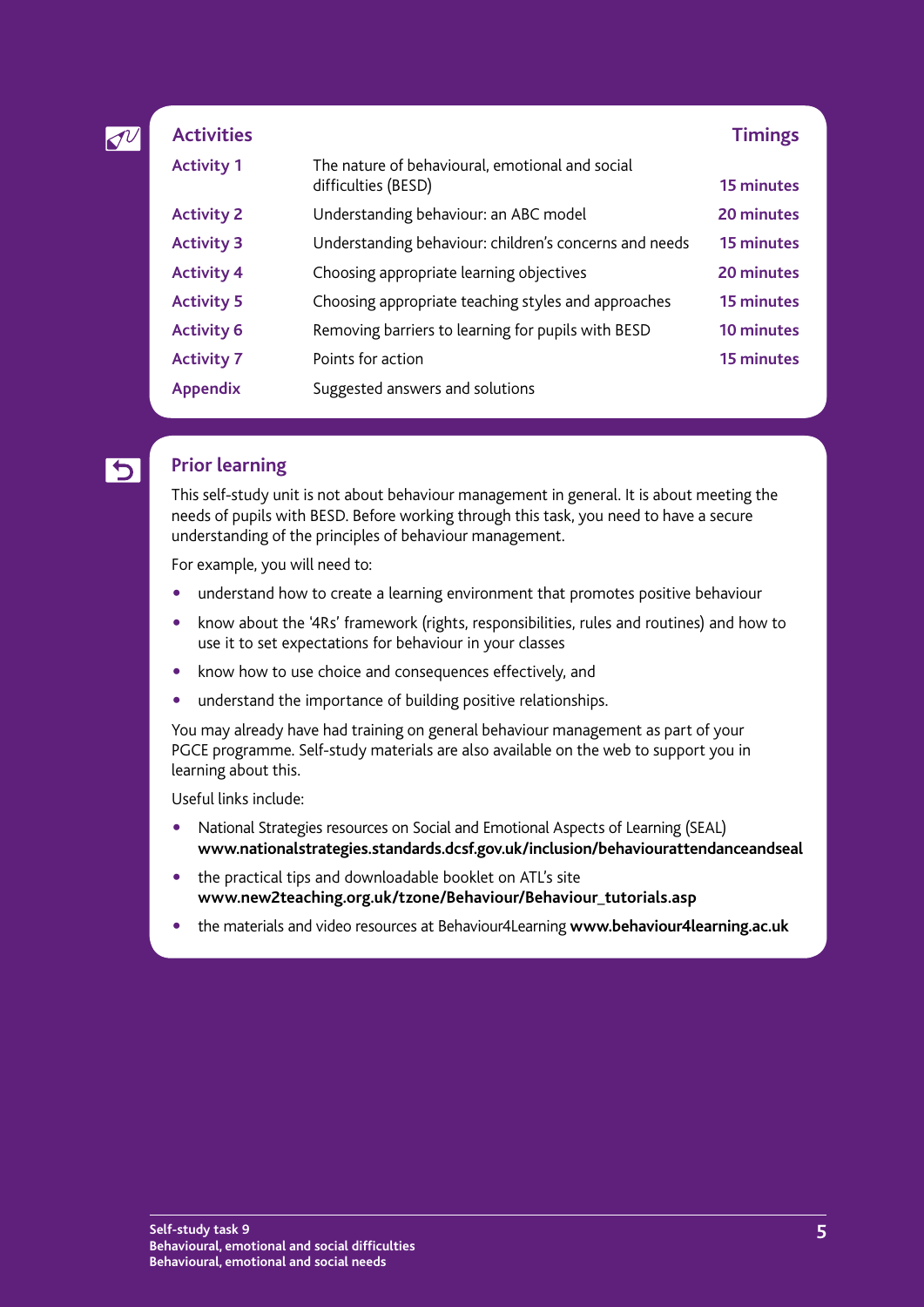## Activities

| Activities | | Timings |
|---|---|---|
| **Activity 1** | The nature of behavioural, emotional and social difficulties (BESD) | **15 minutes** |
| **Activity 2** | Understanding behaviour: an ABC model | **20 minutes** |
| **Activity 3** | Understanding behaviour: children's concerns and needs | **15 minutes** |
| **Activity 4** | Choosing appropriate learning objectives | **20 minutes** |
| **Activity 5** | Choosing appropriate teaching styles and approaches | **15 minutes** |
| **Activity 6** | Removing barriers to learning for pupils with BESD | **10 minutes** |
| **Activity 7** | Points for action | **15 minutes** |
| **Appendix** | Suggested answers and solutions | |

## Prior learning

This self-study unit is not about behaviour management in general. It is about meeting the needs of pupils with BESD. Before working through this task, you need to have a secure understanding of the principles of behaviour management.

For example, you will need to:

- understand how to create a learning environment that promotes positive behaviour
- know about the '4Rs' framework (rights, responsibilities, rules and routines) and how to use it to set expectations for behaviour in your classes
- know how to use choice and consequences effectively, and
- understand the importance of building positive relationships.

You may already have had training on general behaviour management as part of your PGCE programme. Self-study materials are also available on the web to support you in learning about this.

Useful links include:

- National Strategies resources on Social and Emotional Aspects of Learning (SEAL) **www.nationalstrategies.standards.dcsf.gov.uk/inclusion/behaviourattendanceandseal**
- the practical tips and downloadable booklet on ATL's site **www.new2teaching.org.uk/tzone/Behaviour/Behaviour_tutorials.asp**
- the materials and video resources at Behaviour4Learning **www.behaviour4learning.ac.uk**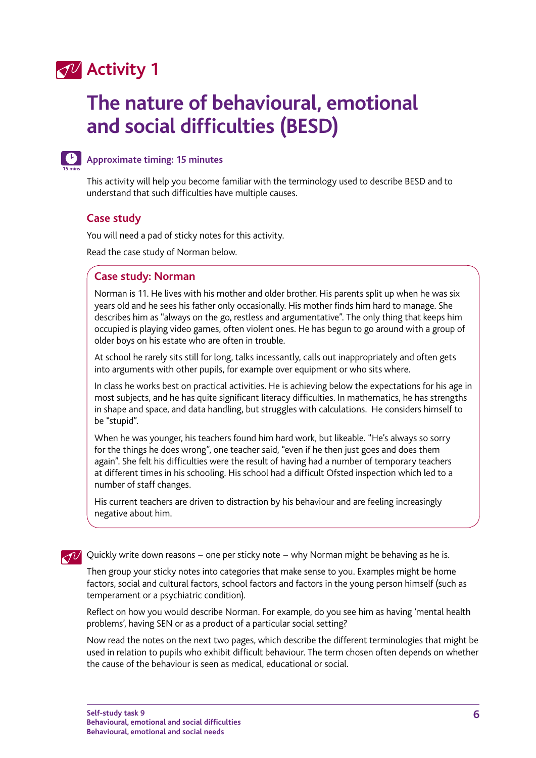# Activity 1

## The nature of behavioural, emotional and social difficulties (BESD)

**Approximate timing: 15 minutes**

This activity will help you become familiar with the terminology used to describe BESD and to understand that such difficulties have multiple causes.

### Case study

You will need a pad of sticky notes for this activity.

Read the case study of Norman below.

#### Case study: Norman

Norman is 11. He lives with his mother and older brother. His parents split up when he was six years old and he sees his father only occasionally. His mother finds him hard to manage. She describes him as "always on the go, restless and argumentative". The only thing that keeps him occupied is playing video games, often violent ones. He has begun to go around with a group of older boys on his estate who are often in trouble.

At school he rarely sits still for long, talks incessantly, calls out inappropriately and often gets into arguments with other pupils, for example over equipment or who sits where.

In class he works best on practical activities. He is achieving below the expectations for his age in most subjects, and he has quite significant literacy difficulties. In mathematics, he has strengths in shape and space, and data handling, but struggles with calculations. He considers himself to be "stupid".

When he was younger, his teachers found him hard work, but likeable. "He's always so sorry for the things he does wrong", one teacher said, "even if he then just goes and does them again". She felt his difficulties were the result of having had a number of temporary teachers at different times in his schooling. His school had a difficult Ofsted inspection which led to a number of staff changes.

His current teachers are driven to distraction by his behaviour and are feeling increasingly negative about him.

Quickly write down reasons – one per sticky note – why Norman might be behaving as he is.

Then group your sticky notes into categories that make sense to you. Examples might be home factors, social and cultural factors, school factors and factors in the young person himself (such as temperament or a psychiatric condition).

Reflect on how you would describe Norman. For example, do you see him as having 'mental health problems', having SEN or as a product of a particular social setting?

Now read the notes on the next two pages, which describe the different terminologies that might be used in relation to pupils who exhibit difficult behaviour. The term chosen often depends on whether the cause of the behaviour is seen as medical, educational or social.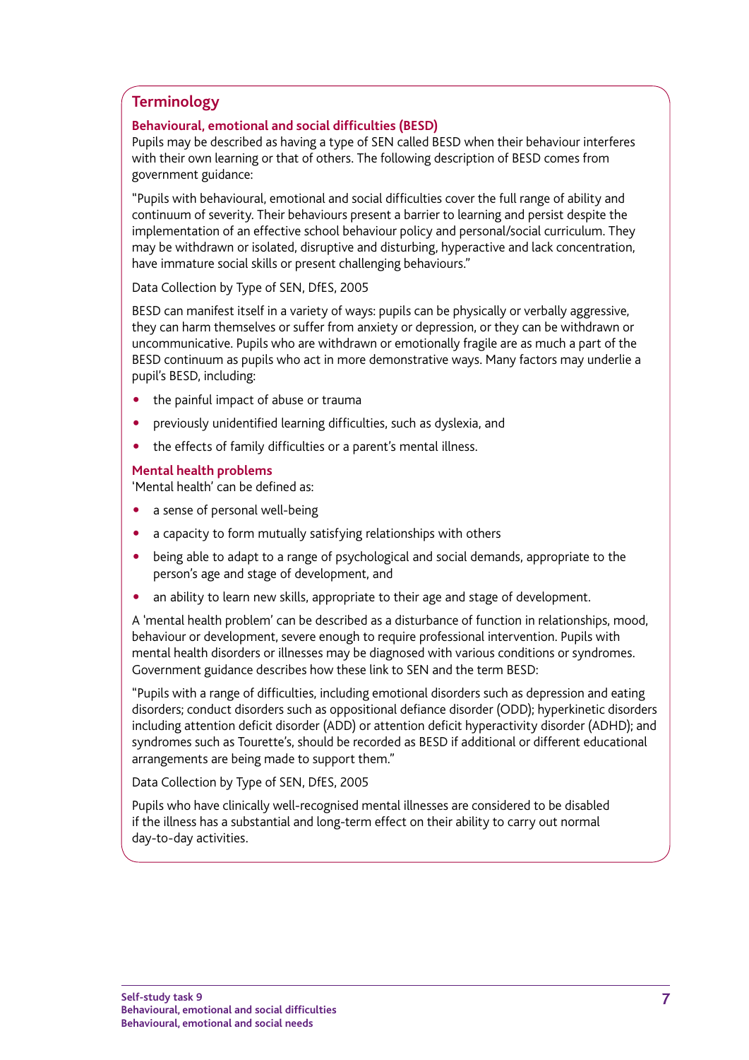## Terminology

### Behavioural, emotional and social difficulties (BESD)

Pupils may be described as having a type of SEN called BESD when their behaviour interferes with their own learning or that of others. The following description of BESD comes from government guidance:

"Pupils with behavioural, emotional and social difficulties cover the full range of ability and continuum of severity. Their behaviours present a barrier to learning and persist despite the implementation of an effective school behaviour policy and personal/social curriculum. They may be withdrawn or isolated, disruptive and disturbing, hyperactive and lack concentration, have immature social skills or present challenging behaviours."

Data Collection by Type of SEN, DfES, 2005

BESD can manifest itself in a variety of ways: pupils can be physically or verbally aggressive, they can harm themselves or suffer from anxiety or depression, or they can be withdrawn or uncommunicative. Pupils who are withdrawn or emotionally fragile are as much a part of the BESD continuum as pupils who act in more demonstrative ways. Many factors may underlie a pupil's BESD, including:

- the painful impact of abuse or trauma
- previously unidentified learning difficulties, such as dyslexia, and
- the effects of family difficulties or a parent's mental illness.

### Mental health problems

'Mental health' can be defined as:

- a sense of personal well-being
- a capacity to form mutually satisfying relationships with others
- being able to adapt to a range of psychological and social demands, appropriate to the person's age and stage of development, and
- an ability to learn new skills, appropriate to their age and stage of development.

A 'mental health problem' can be described as a disturbance of function in relationships, mood, behaviour or development, severe enough to require professional intervention. Pupils with mental health disorders or illnesses may be diagnosed with various conditions or syndromes. Government guidance describes how these link to SEN and the term BESD:

"Pupils with a range of difficulties, including emotional disorders such as depression and eating disorders; conduct disorders such as oppositional defiance disorder (ODD); hyperkinetic disorders including attention deficit disorder (ADD) or attention deficit hyperactivity disorder (ADHD); and syndromes such as Tourette's, should be recorded as BESD if additional or different educational arrangements are being made to support them."

Data Collection by Type of SEN, DfES, 2005

Pupils who have clinically well-recognised mental illnesses are considered to be disabled if the illness has a substantial and long-term effect on their ability to carry out normal day-to-day activities.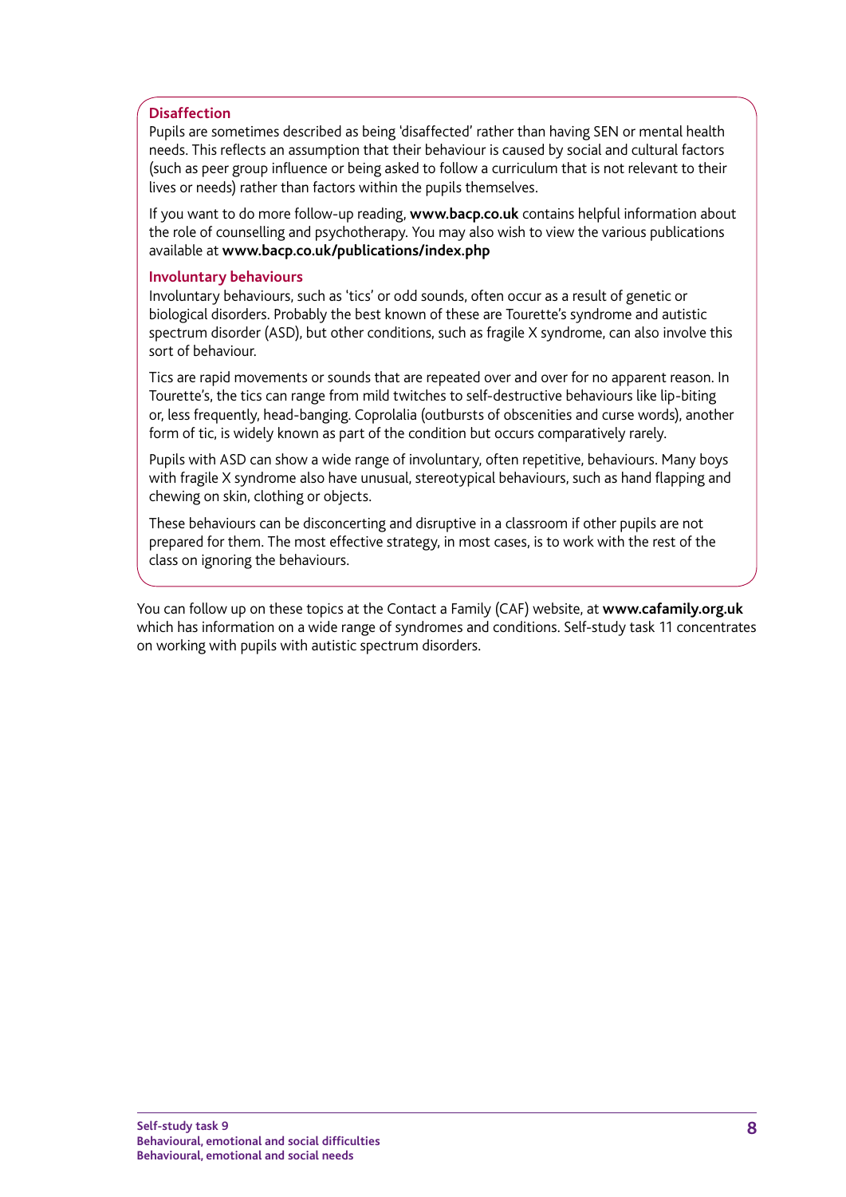### Disaffection

Pupils are sometimes described as being 'disaffected' rather than having SEN or mental health needs. This reflects an assumption that their behaviour is caused by social and cultural factors (such as peer group influence or being asked to follow a curriculum that is not relevant to their lives or needs) rather than factors within the pupils themselves.

If you want to do more follow-up reading, **www.bacp.co.uk** contains helpful information about the role of counselling and psychotherapy. You may also wish to view the various publications available at **www.bacp.co.uk/publications/index.php**

### Involuntary behaviours

Involuntary behaviours, such as 'tics' or odd sounds, often occur as a result of genetic or biological disorders. Probably the best known of these are Tourette's syndrome and autistic spectrum disorder (ASD), but other conditions, such as fragile X syndrome, can also involve this sort of behaviour.

Tics are rapid movements or sounds that are repeated over and over for no apparent reason. In Tourette's, the tics can range from mild twitches to self-destructive behaviours like lip-biting or, less frequently, head-banging. Coprolalia (outbursts of obscenities and curse words), another form of tic, is widely known as part of the condition but occurs comparatively rarely.

Pupils with ASD can show a wide range of involuntary, often repetitive, behaviours. Many boys with fragile X syndrome also have unusual, stereotypical behaviours, such as hand flapping and chewing on skin, clothing or objects.

These behaviours can be disconcerting and disruptive in a classroom if other pupils are not prepared for them. The most effective strategy, in most cases, is to work with the rest of the class on ignoring the behaviours.

You can follow up on these topics at the Contact a Family (CAF) website, at **www.cafamily.org.uk** which has information on a wide range of syndromes and conditions. Self-study task 11 concentrates on working with pupils with autistic spectrum disorders.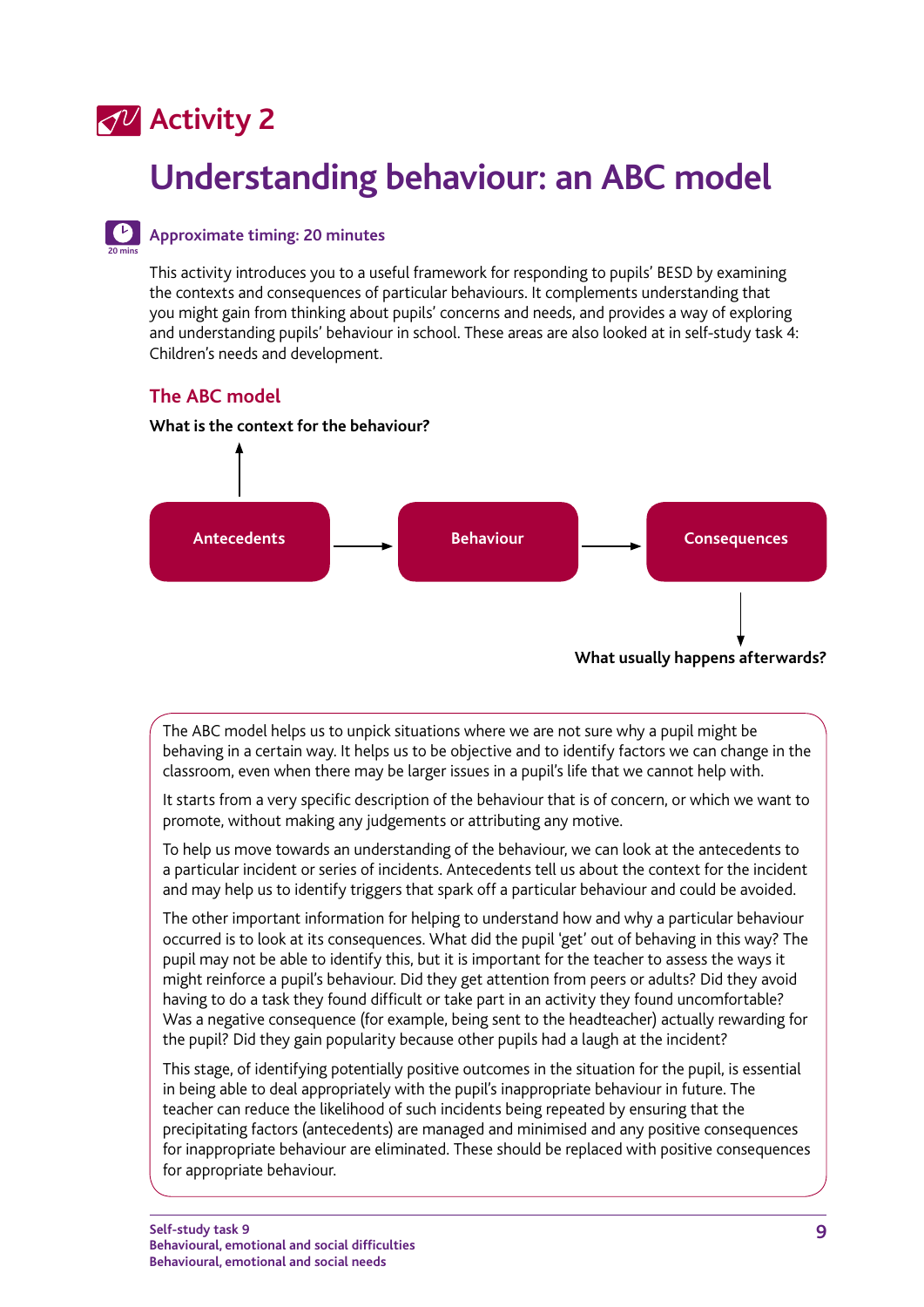# Activity 2

## Understanding behaviour: an ABC model

**Approximate timing: 20 minutes**

This activity introduces you to a useful framework for responding to pupils' BESD by examining the contexts and consequences of particular behaviours. It complements understanding that you might gain from thinking about pupils' concerns and needs, and provides a way of exploring and understanding pupils' behaviour in school. These areas are also looked at in self-study task 4: Children's needs and development.

### The ABC model

**What is the context for the behaviour?**

**Antecedents** → **Behaviour** → **Consequences**

**What usually happens afterwards?**

The ABC model helps us to unpick situations where we are not sure why a pupil might be behaving in a certain way. It helps us to be objective and to identify factors we can change in the classroom, even when there may be larger issues in a pupil's life that we cannot help with.

It starts from a very specific description of the behaviour that is of concern, or which we want to promote, without making any judgements or attributing any motive.

To help us move towards an understanding of the behaviour, we can look at the antecedents to a particular incident or series of incidents. Antecedents tell us about the context for the incident and may help us to identify triggers that spark off a particular behaviour and could be avoided.

The other important information for helping to understand how and why a particular behaviour occurred is to look at its consequences. What did the pupil 'get' out of behaving in this way? The pupil may not be able to identify this, but it is important for the teacher to assess the ways it might reinforce a pupil's behaviour. Did they get attention from peers or adults? Did they avoid having to do a task they found difficult or take part in an activity they found uncomfortable? Was a negative consequence (for example, being sent to the headteacher) actually rewarding for the pupil? Did they gain popularity because other pupils had a laugh at the incident?

This stage, of identifying potentially positive outcomes in the situation for the pupil, is essential in being able to deal appropriately with the pupil's inappropriate behaviour in future. The teacher can reduce the likelihood of such incidents being repeated by ensuring that the precipitating factors (antecedents) are managed and minimised and any positive consequences for inappropriate behaviour are eliminated. These should be replaced with positive consequences for appropriate behaviour.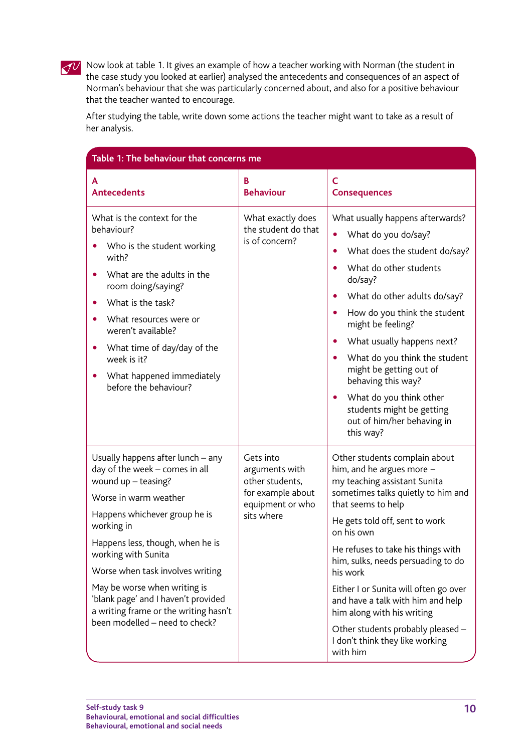Now look at table 1. It gives an example of how a teacher working with Norman (the student in the case study you looked at earlier) analysed the antecedents and consequences of an aspect of Norman's behaviour that she was particularly concerned about, and also for a positive behaviour that the teacher wanted to encourage.

After studying the table, write down some actions the teacher might want to take as a result of her analysis.

**Table 1: The behaviour that concerns me**

| **A Antecedents** | **B Behaviour** | **C Consequences** |
|---|---|---|
| What is the context for the behaviour?<br>• Who is the student working with?<br>• What are the adults in the room doing/saying?<br>• What is the task?<br>• What resources were or weren't available?<br>• What time of day/day of the week is it?<br>• What happened immediately before the behaviour? | What exactly does the student do that is of concern? | What usually happens afterwards?<br>• What do you do/say?<br>• What does the student do/say?<br>• What do other students do/say?<br>• What do other adults do/say?<br>• How do you think the student might be feeling?<br>• What usually happens next?<br>• What do you think the student might be getting out of behaving this way?<br>• What do you think other students might be getting out of him/her behaving in this way? |
| Usually happens after lunch – any day of the week – comes in all wound up – teasing?<br>Worse in warm weather<br>Happens whichever group he is working in<br>Happens less, though, when he is working with Sunita<br>Worse when task involves writing<br>May be worse when writing is 'blank page' and I haven't provided a writing frame or the writing hasn't been modelled – need to check? | Gets into arguments with other students, for example about equipment or who sits where | Other students complain about him, and he argues more – my teaching assistant Sunita sometimes talks quietly to him and that seems to help<br>He gets told off, sent to work on his own<br>He refuses to take his things with him, sulks, needs persuading to do his work<br>Either I or Sunita will often go over and have a talk with him and help him along with his writing<br>Other students probably pleased – I don't think they like working with him |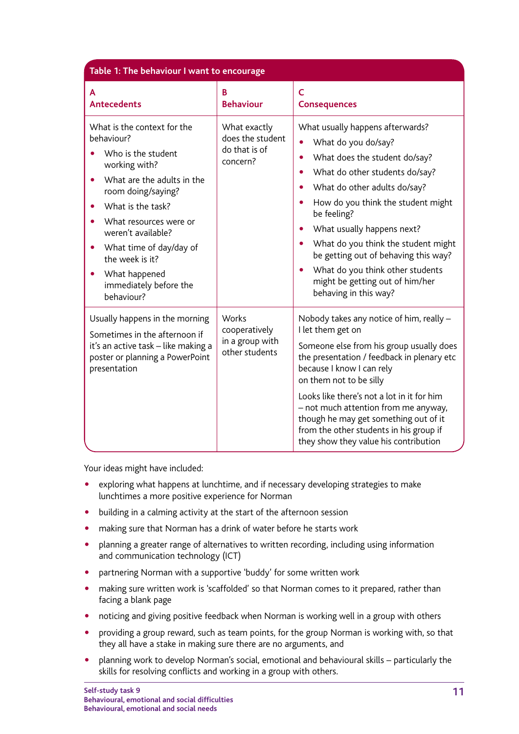**Table 1: The behaviour I want to encourage**

| A<br>Antecedents | B<br>Behaviour | C<br>Consequences |
|---|---|---|
| What is the context for the behaviour?<br>• Who is the student working with?<br>• What are the adults in the room doing/saying?<br>• What is the task?<br>• What resources were or weren't available?<br>• What time of day/day of the week is it?<br>• What happened immediately before the behaviour? | What exactly does the student do that is of concern? | What usually happens afterwards?<br>• What do you do/say?<br>• What does the student do/say?<br>• What do other students do/say?<br>• What do other adults do/say?<br>• How do you think the student might be feeling?<br>• What usually happens next?<br>• What do you think the student might be getting out of behaving this way?<br>• What do you think other students might be getting out of him/her behaving in this way? |
| Usually happens in the morning<br>Sometimes in the afternoon if it's an active task – like making a poster or planning a PowerPoint presentation | Works cooperatively in a group with other students | Nobody takes any notice of him, really – I let them get on<br>Someone else from his group usually does the presentation / feedback in plenary etc because I know I can rely on them not to be silly<br>Looks like there's not a lot in it for him – not much attention from me anyway, though he may get something out of it from the other students in his group if they show they value his contribution |

Your ideas might have included:

- exploring what happens at lunchtime, and if necessary developing strategies to make lunchtimes a more positive experience for Norman
- building in a calming activity at the start of the afternoon session
- making sure that Norman has a drink of water before he starts work
- planning a greater range of alternatives to written recording, including using information and communication technology (ICT)
- partnering Norman with a supportive 'buddy' for some written work
- making sure written work is 'scaffolded' so that Norman comes to it prepared, rather than facing a blank page
- noticing and giving positive feedback when Norman is working well in a group with others
- providing a group reward, such as team points, for the group Norman is working with, so that they all have a stake in making sure there are no arguments, and
- planning work to develop Norman's social, emotional and behavioural skills – particularly the skills for resolving conflicts and working in a group with others.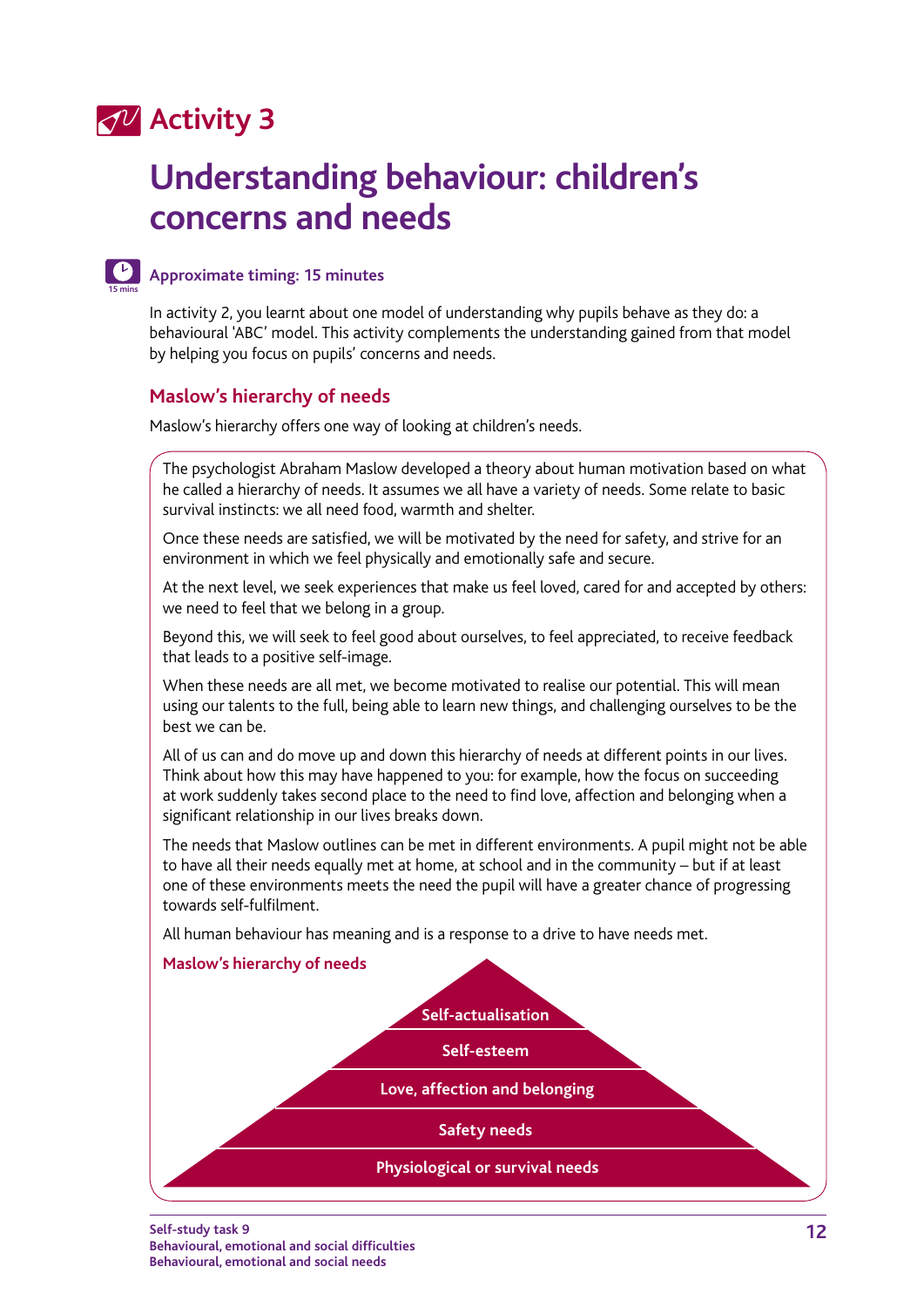# Activity 3

## Understanding behaviour: children's concerns and needs

**Approximate timing: 15 minutes**

In activity 2, you learnt about one model of understanding why pupils behave as they do: a behavioural 'ABC' model. This activity complements the understanding gained from that model by helping you focus on pupils' concerns and needs.

### Maslow's hierarchy of needs

Maslow's hierarchy offers one way of looking at children's needs.

The psychologist Abraham Maslow developed a theory about human motivation based on what he called a hierarchy of needs. It assumes we all have a variety of needs. Some relate to basic survival instincts: we all need food, warmth and shelter.

Once these needs are satisfied, we will be motivated by the need for safety, and strive for an environment in which we feel physically and emotionally safe and secure.

At the next level, we seek experiences that make us feel loved, cared for and accepted by others: we need to feel that we belong in a group.

Beyond this, we will seek to feel good about ourselves, to feel appreciated, to receive feedback that leads to a positive self-image.

When these needs are all met, we become motivated to realise our potential. This will mean using our talents to the full, being able to learn new things, and challenging ourselves to be the best we can be.

All of us can and do move up and down this hierarchy of needs at different points in our lives. Think about how this may have happened to you: for example, how the focus on succeeding at work suddenly takes second place to the need to find love, affection and belonging when a significant relationship in our lives breaks down.

The needs that Maslow outlines can be met in different environments. A pupil might not be able to have all their needs equally met at home, at school and in the community – but if at least one of these environments meets the need the pupil will have a greater chance of progressing towards self-fulfilment.

All human behaviour has meaning and is a response to a drive to have needs met.

**Maslow's hierarchy of needs**

- Self-actualisation
- Self-esteem
- Love, affection and belonging
- Safety needs
- Physiological or survival needs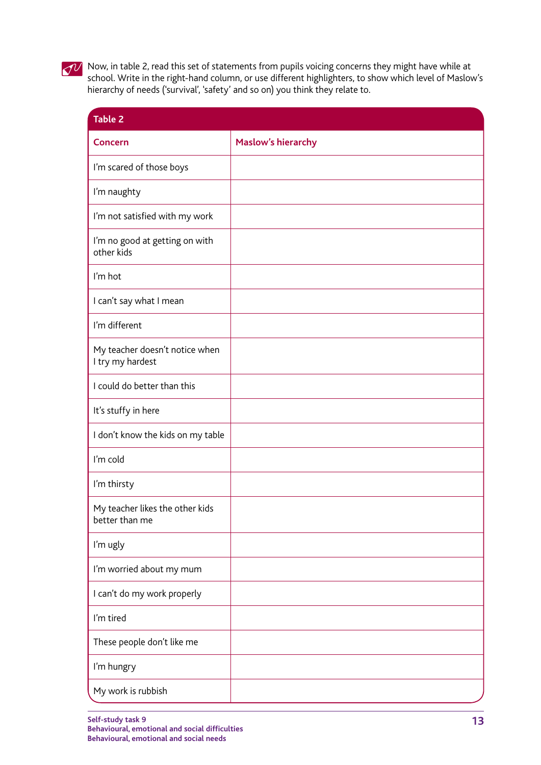Now, in table 2, read this set of statements from pupils voicing concerns they might have while at school. Write in the right-hand column, or use different highlighters, to show which level of Maslow's hierarchy of needs ('survival', 'safety' and so on) you think they relate to.

**Table 2**

| Concern | Maslow's hierarchy |
|---|---|
| I'm scared of those boys | |
| I'm naughty | |
| I'm not satisfied with my work | |
| I'm no good at getting on with other kids | |
| I'm hot | |
| I can't say what I mean | |
| I'm different | |
| My teacher doesn't notice when I try my hardest | |
| I could do better than this | |
| It's stuffy in here | |
| I don't know the kids on my table | |
| I'm cold | |
| I'm thirsty | |
| My teacher likes the other kids better than me | |
| I'm ugly | |
| I'm worried about my mum | |
| I can't do my work properly | |
| I'm tired | |
| These people don't like me | |
| I'm hungry | |
| My work is rubbish | |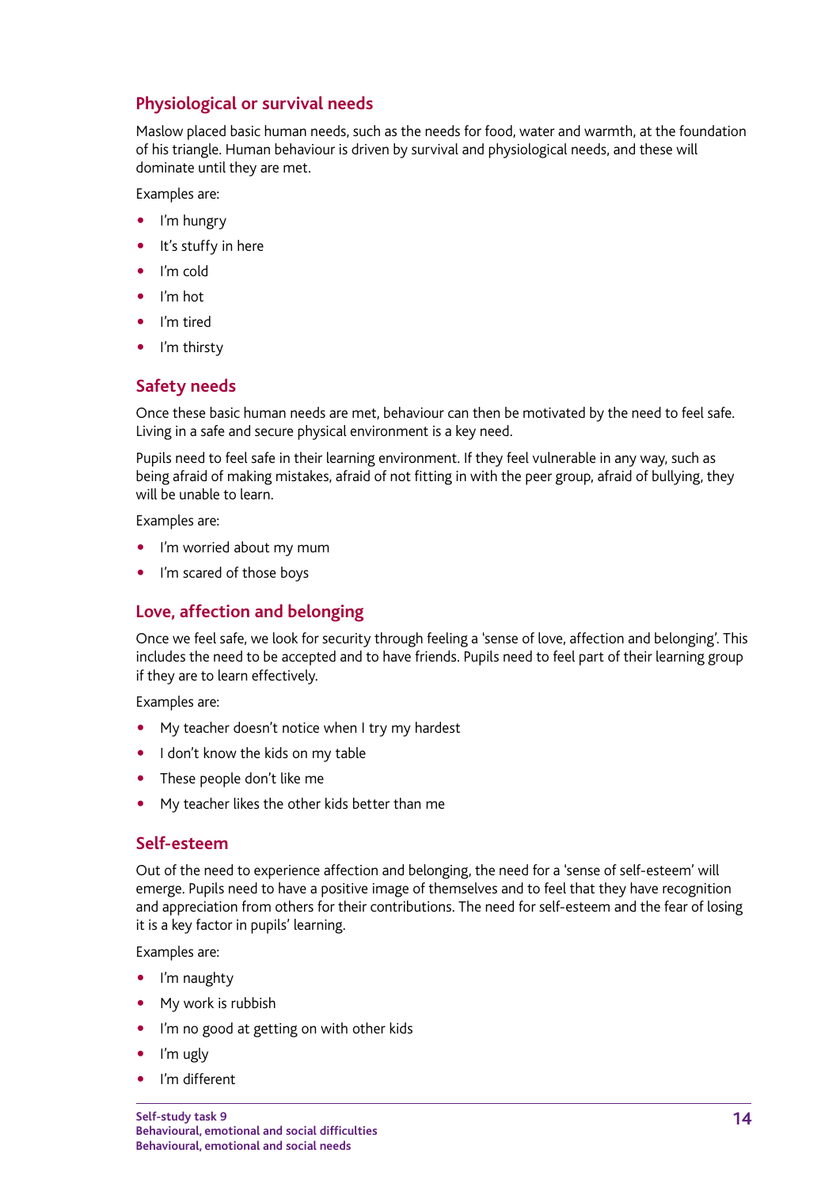## Physiological or survival needs

Maslow placed basic human needs, such as the needs for food, water and warmth, at the foundation of his triangle. Human behaviour is driven by survival and physiological needs, and these will dominate until they are met.

Examples are:

- I'm hungry
- It's stuffy in here
- I'm cold
- I'm hot
- I'm tired
- I'm thirsty

## Safety needs

Once these basic human needs are met, behaviour can then be motivated by the need to feel safe. Living in a safe and secure physical environment is a key need.

Pupils need to feel safe in their learning environment. If they feel vulnerable in any way, such as being afraid of making mistakes, afraid of not fitting in with the peer group, afraid of bullying, they will be unable to learn.

Examples are:

- I'm worried about my mum
- I'm scared of those boys

## Love, affection and belonging

Once we feel safe, we look for security through feeling a 'sense of love, affection and belonging'. This includes the need to be accepted and to have friends. Pupils need to feel part of their learning group if they are to learn effectively.

Examples are:

- My teacher doesn't notice when I try my hardest
- I don't know the kids on my table
- These people don't like me
- My teacher likes the other kids better than me

## Self-esteem

Out of the need to experience affection and belonging, the need for a 'sense of self-esteem' will emerge. Pupils need to have a positive image of themselves and to feel that they have recognition and appreciation from others for their contributions. The need for self-esteem and the fear of losing it is a key factor in pupils' learning.

Examples are:

- I'm naughty
- My work is rubbish
- I'm no good at getting on with other kids
- I'm ugly
- I'm different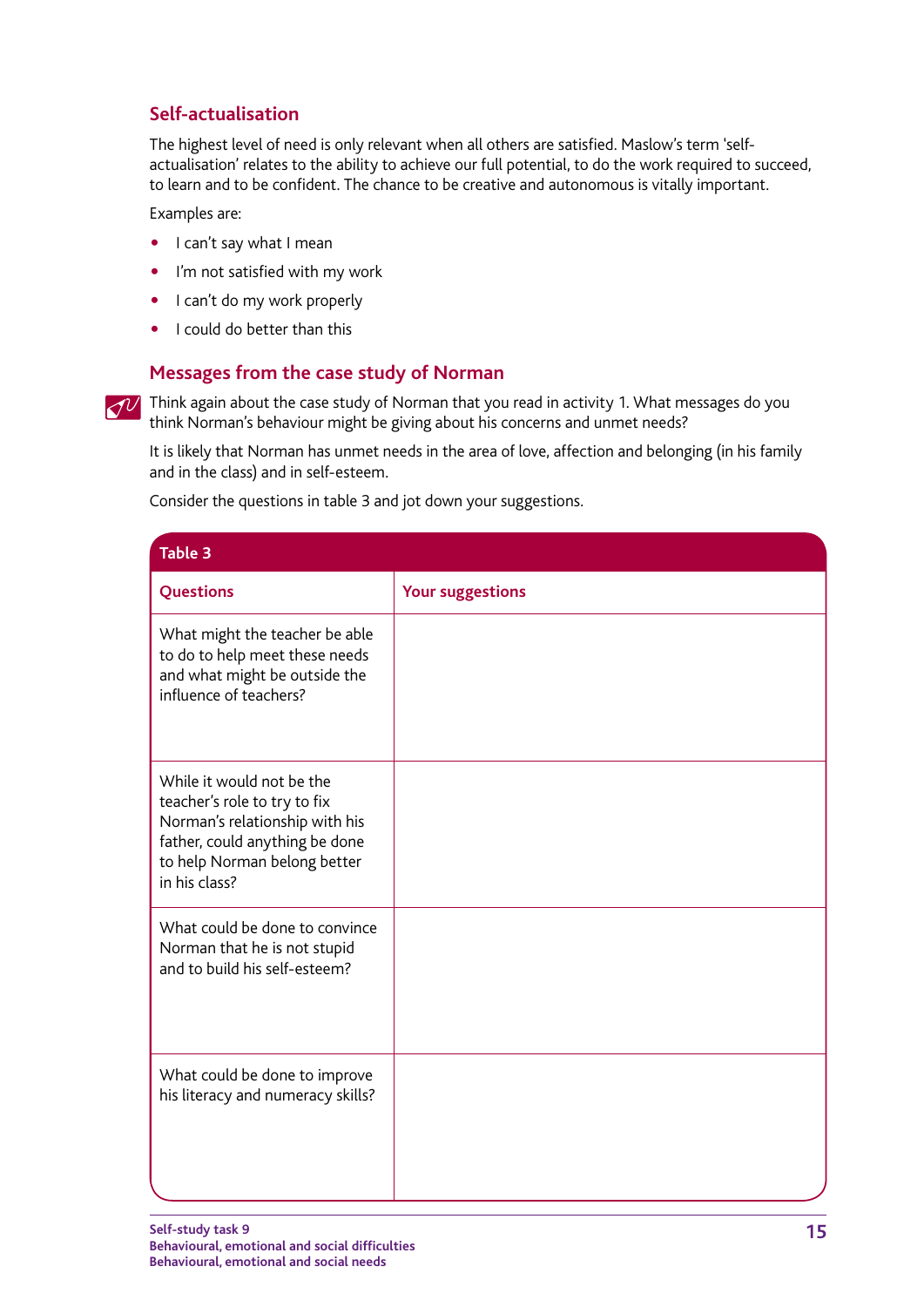## Self-actualisation

The highest level of need is only relevant when all others are satisfied. Maslow's term 'self-actualisation' relates to the ability to achieve our full potential, to do the work required to succeed, to learn and to be confident. The chance to be creative and autonomous is vitally important.

Examples are:

- I can't say what I mean
- I'm not satisfied with my work
- I can't do my work properly
- I could do better than this

## Messages from the case study of Norman

Think again about the case study of Norman that you read in activity 1. What messages do you think Norman's behaviour might be giving about his concerns and unmet needs?

It is likely that Norman has unmet needs in the area of love, affection and belonging (in his family and in the class) and in self-esteem.

Consider the questions in table 3 and jot down your suggestions.

**Table 3**

| Questions | Your suggestions |
|---|---|
| What might the teacher be able to do to help meet these needs and what might be outside the influence of teachers? | |
| While it would not be the teacher's role to try to fix Norman's relationship with his father, could anything be done to help Norman belong better in his class? | |
| What could be done to convince Norman that he is not stupid and to build his self-esteem? | |
| What could be done to improve his literacy and numeracy skills? | |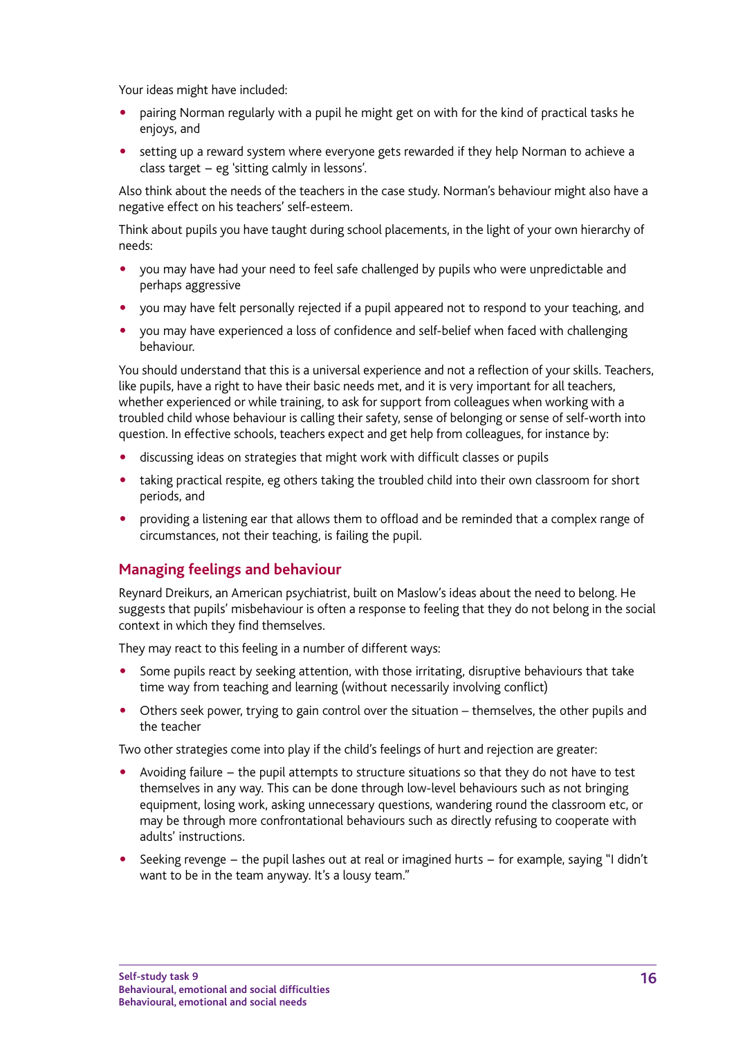Your ideas might have included:

- pairing Norman regularly with a pupil he might get on with for the kind of practical tasks he enjoys, and
- setting up a reward system where everyone gets rewarded if they help Norman to achieve a class target – eg 'sitting calmly in lessons'.

Also think about the needs of the teachers in the case study. Norman's behaviour might also have a negative effect on his teachers' self-esteem.

Think about pupils you have taught during school placements, in the light of your own hierarchy of needs:

- you may have had your need to feel safe challenged by pupils who were unpredictable and perhaps aggressive
- you may have felt personally rejected if a pupil appeared not to respond to your teaching, and
- you may have experienced a loss of confidence and self-belief when faced with challenging behaviour.

You should understand that this is a universal experience and not a reflection of your skills. Teachers, like pupils, have a right to have their basic needs met, and it is very important for all teachers, whether experienced or while training, to ask for support from colleagues when working with a troubled child whose behaviour is calling their safety, sense of belonging or sense of self-worth into question. In effective schools, teachers expect and get help from colleagues, for instance by:

- discussing ideas on strategies that might work with difficult classes or pupils
- taking practical respite, eg others taking the troubled child into their own classroom for short periods, and
- providing a listening ear that allows them to offload and be reminded that a complex range of circumstances, not their teaching, is failing the pupil.

## Managing feelings and behaviour

Reynard Dreikurs, an American psychiatrist, built on Maslow's ideas about the need to belong. He suggests that pupils' misbehaviour is often a response to feeling that they do not belong in the social context in which they find themselves.

They may react to this feeling in a number of different ways:

- Some pupils react by seeking attention, with those irritating, disruptive behaviours that take time way from teaching and learning (without necessarily involving conflict)
- Others seek power, trying to gain control over the situation – themselves, the other pupils and the teacher

Two other strategies come into play if the child's feelings of hurt and rejection are greater:

- Avoiding failure – the pupil attempts to structure situations so that they do not have to test themselves in any way. This can be done through low-level behaviours such as not bringing equipment, losing work, asking unnecessary questions, wandering round the classroom etc, or may be through more confrontational behaviours such as directly refusing to cooperate with adults' instructions.
- Seeking revenge – the pupil lashes out at real or imagined hurts – for example, saying "I didn't want to be in the team anyway. It's a lousy team."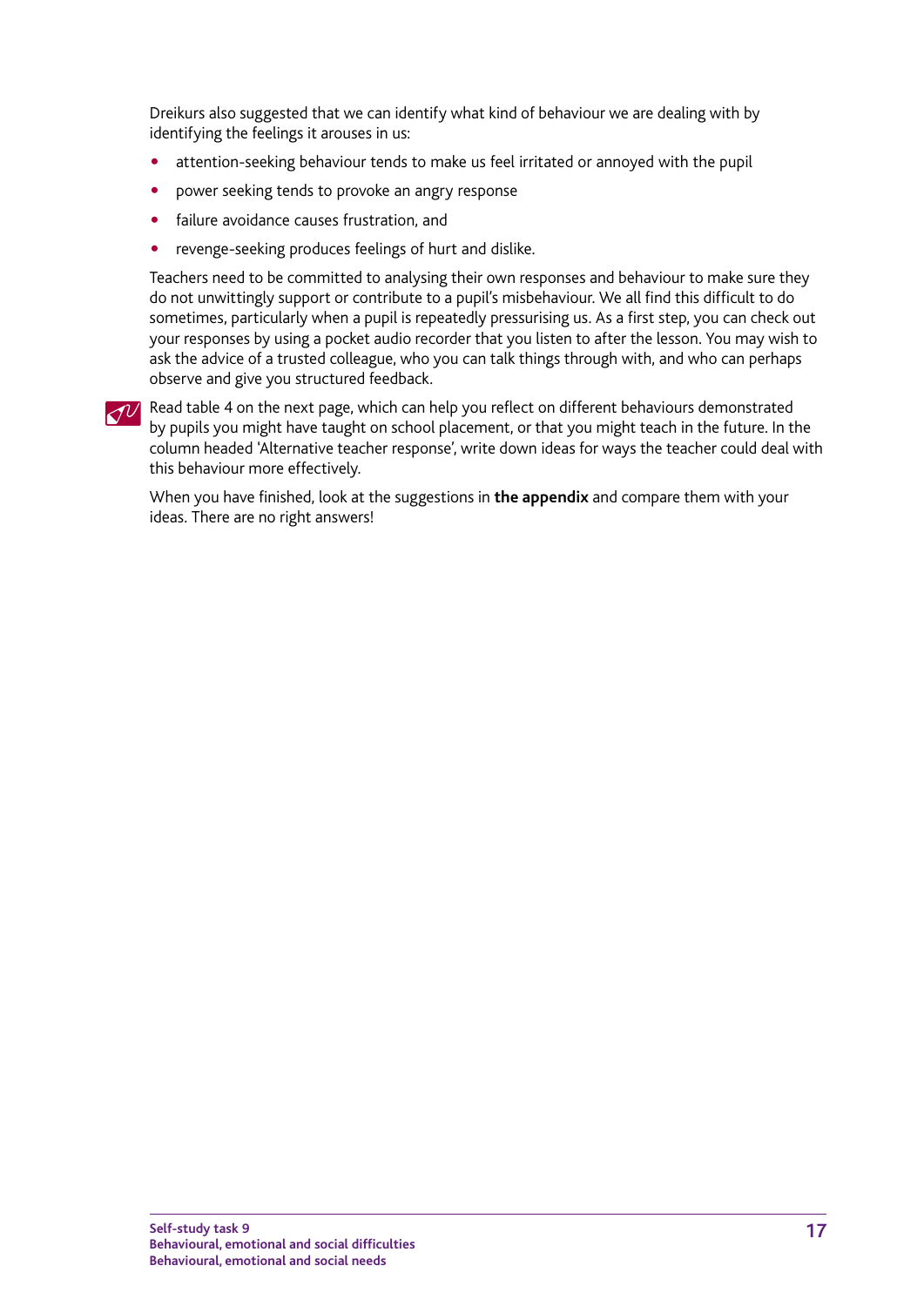Dreikurs also suggested that we can identify what kind of behaviour we are dealing with by identifying the feelings it arouses in us:

- attention-seeking behaviour tends to make us feel irritated or annoyed with the pupil
- power seeking tends to provoke an angry response
- failure avoidance causes frustration, and
- revenge-seeking produces feelings of hurt and dislike.

Teachers need to be committed to analysing their own responses and behaviour to make sure they do not unwittingly support or contribute to a pupil's misbehaviour. We all find this difficult to do sometimes, particularly when a pupil is repeatedly pressurising us. As a first step, you can check out your responses by using a pocket audio recorder that you listen to after the lesson. You may wish to ask the advice of a trusted colleague, who you can talk things through with, and who can perhaps observe and give you structured feedback.

Read table 4 on the next page, which can help you reflect on different behaviours demonstrated by pupils you might have taught on school placement, or that you might teach in the future. In the column headed 'Alternative teacher response', write down ideas for ways the teacher could deal with this behaviour more effectively.

When you have finished, look at the suggestions in **the appendix** and compare them with your ideas. There are no right answers!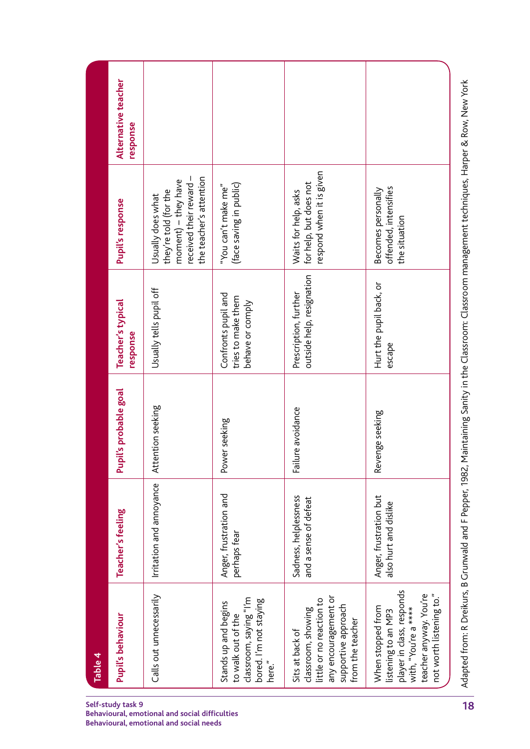**Table 4**

| Pupil's behaviour | Teacher's feeling | Pupil's probable goal | Teacher's typical response | Pupil's response | Alternative teacher response |
|---|---|---|---|---|---|
| Calls out unnecessarily | Irritation and annoyance | Attention seeking | Usually tells pupil off | Usually does what they're told (for the moment) – they have received their reward – the teacher's attention | |
| Stands up and begins to walk out of the classroom, saying "I'm bored. I'm not staying here." | Anger, frustration and perhaps fear | Power seeking | Confronts pupil and tries to make them behave or comply | "You can't make me" (face saving in public) | |
| Sits at back of classroom, showing little or no reaction to any encouragement or supportive approach from the teacher | Sadness, helplessness and a sense of defeat | Failure avoidance | Prescription, further outside help, resignation | Waits for help, asks for help, but does not respond when it is given | |
| When stopped from listening to an MP3 player in class, responds with, "You're a **** teacher anyway. You're not worth listening to." | Anger, frustration but also hurt and dislike | Revenge seeking | Hurt the pupil back, or escape | Becomes personally offended, intensifies the situation | |

Adapted from: R Dreikurs, B Grunwald and F Pepper, 1982, Maintaining Sanity in the Classroom: Classroom management techniques, Harper & Row, New York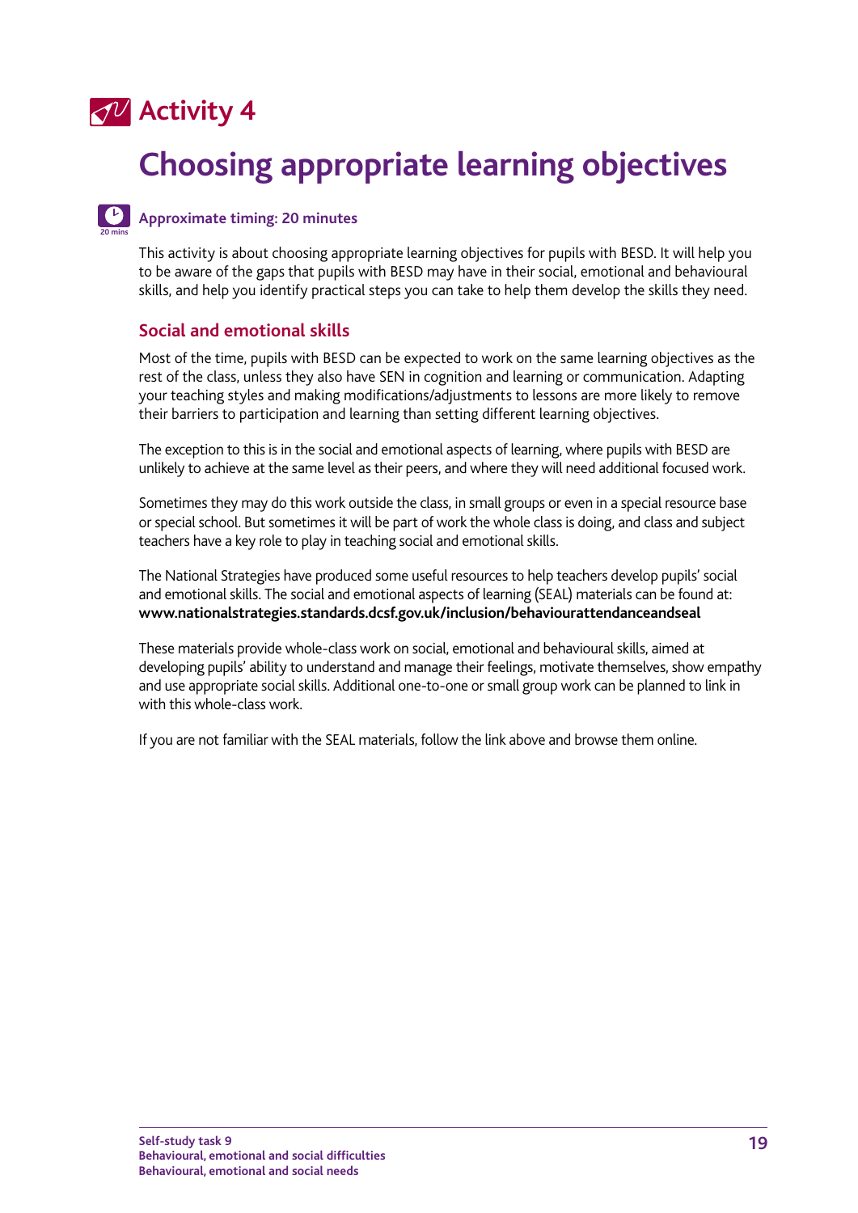# Activity 4

## Choosing appropriate learning objectives

**Approximate timing: 20 minutes**

This activity is about choosing appropriate learning objectives for pupils with BESD. It will help you to be aware of the gaps that pupils with BESD may have in their social, emotional and behavioural skills, and help you identify practical steps you can take to help them develop the skills they need.

### Social and emotional skills

Most of the time, pupils with BESD can be expected to work on the same learning objectives as the rest of the class, unless they also have SEN in cognition and learning or communication. Adapting your teaching styles and making modifications/adjustments to lessons are more likely to remove their barriers to participation and learning than setting different learning objectives.

The exception to this is in the social and emotional aspects of learning, where pupils with BESD are unlikely to achieve at the same level as their peers, and where they will need additional focused work.

Sometimes they may do this work outside the class, in small groups or even in a special resource base or special school. But sometimes it will be part of work the whole class is doing, and class and subject teachers have a key role to play in teaching social and emotional skills.

The National Strategies have produced some useful resources to help teachers develop pupils' social and emotional skills. The social and emotional aspects of learning (SEAL) materials can be found at: **www.nationalstrategies.standards.dcsf.gov.uk/inclusion/behaviourattendanceandseal**

These materials provide whole-class work on social, emotional and behavioural skills, aimed at developing pupils' ability to understand and manage their feelings, motivate themselves, show empathy and use appropriate social skills. Additional one-to-one or small group work can be planned to link in with this whole-class work.

If you are not familiar with the SEAL materials, follow the link above and browse them online.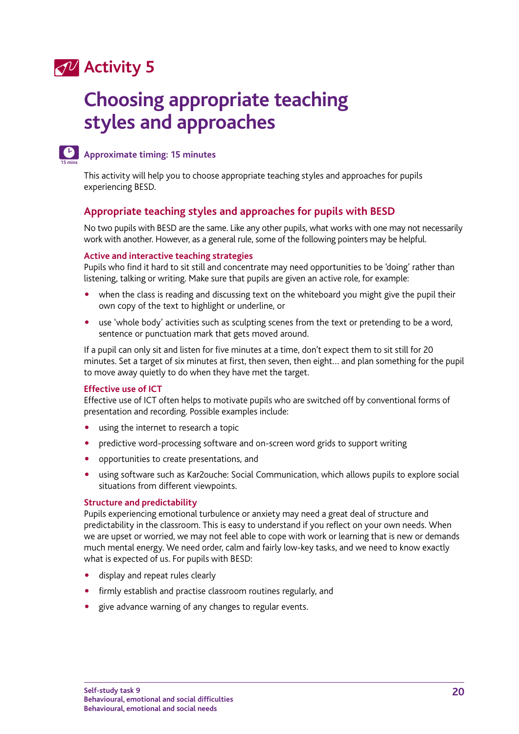# Activity 5

## Choosing appropriate teaching styles and approaches

**Approximate timing: 15 minutes**

This activity will help you to choose appropriate teaching styles and approaches for pupils experiencing BESD.

### Appropriate teaching styles and approaches for pupils with BESD

No two pupils with BESD are the same. Like any other pupils, what works with one may not necessarily work with another. However, as a general rule, some of the following pointers may be helpful.

#### Active and interactive teaching strategies

Pupils who find it hard to sit still and concentrate may need opportunities to be 'doing' rather than listening, talking or writing. Make sure that pupils are given an active role, for example:

- when the class is reading and discussing text on the whiteboard you might give the pupil their own copy of the text to highlight or underline, or
- use 'whole body' activities such as sculpting scenes from the text or pretending to be a word, sentence or punctuation mark that gets moved around.

If a pupil can only sit and listen for five minutes at a time, don't expect them to sit still for 20 minutes. Set a target of six minutes at first, then seven, then eight... and plan something for the pupil to move away quietly to do when they have met the target.

#### Effective use of ICT

Effective use of ICT often helps to motivate pupils who are switched off by conventional forms of presentation and recording. Possible examples include:

- using the internet to research a topic
- predictive word-processing software and on-screen word grids to support writing
- opportunities to create presentations, and
- using software such as Kar2ouche: Social Communication, which allows pupils to explore social situations from different viewpoints.

#### Structure and predictability

Pupils experiencing emotional turbulence or anxiety may need a great deal of structure and predictability in the classroom. This is easy to understand if you reflect on your own needs. When we are upset or worried, we may not feel able to cope with work or learning that is new or demands much mental energy. We need order, calm and fairly low-key tasks, and we need to know exactly what is expected of us. For pupils with BESD:

- display and repeat rules clearly
- firmly establish and practise classroom routines regularly, and
- give advance warning of any changes to regular events.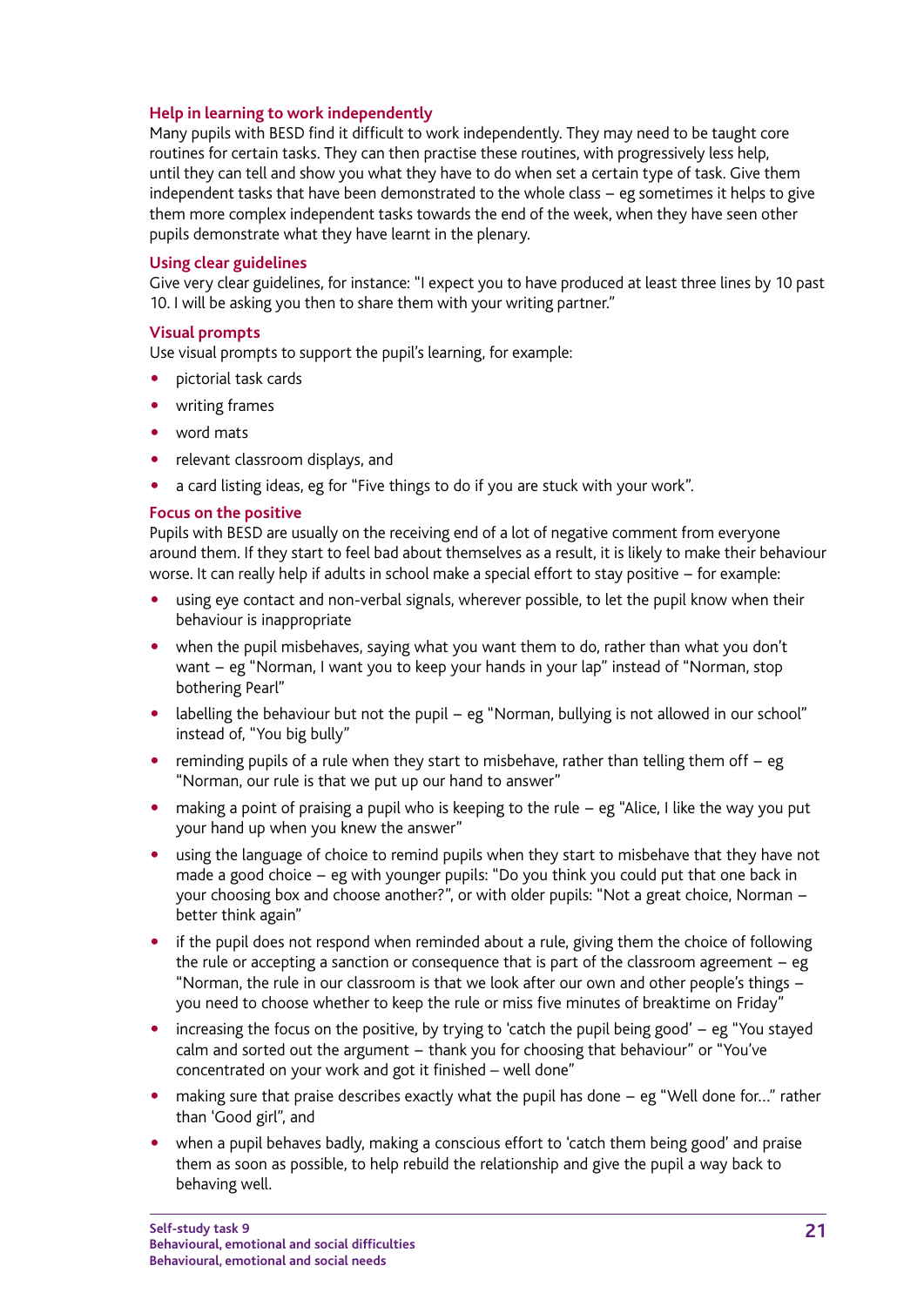### Help in learning to work independently

Many pupils with BESD find it difficult to work independently. They may need to be taught core routines for certain tasks. They can then practise these routines, with progressively less help, until they can tell and show you what they have to do when set a certain type of task. Give them independent tasks that have been demonstrated to the whole class – eg sometimes it helps to give them more complex independent tasks towards the end of the week, when they have seen other pupils demonstrate what they have learnt in the plenary.

### Using clear guidelines

Give very clear guidelines, for instance: "I expect you to have produced at least three lines by 10 past 10. I will be asking you then to share them with your writing partner."

### Visual prompts

Use visual prompts to support the pupil's learning, for example:

- pictorial task cards
- writing frames
- word mats
- relevant classroom displays, and
- a card listing ideas, eg for "Five things to do if you are stuck with your work".

### Focus on the positive

Pupils with BESD are usually on the receiving end of a lot of negative comment from everyone around them. If they start to feel bad about themselves as a result, it is likely to make their behaviour worse. It can really help if adults in school make a special effort to stay positive – for example:

- using eye contact and non-verbal signals, wherever possible, to let the pupil know when their behaviour is inappropriate
- when the pupil misbehaves, saying what you want them to do, rather than what you don't want – eg "Norman, I want you to keep your hands in your lap" instead of "Norman, stop bothering Pearl"
- labelling the behaviour but not the pupil – eg "Norman, bullying is not allowed in our school" instead of, "You big bully"
- reminding pupils of a rule when they start to misbehave, rather than telling them off – eg "Norman, our rule is that we put up our hand to answer"
- making a point of praising a pupil who is keeping to the rule – eg "Alice, I like the way you put your hand up when you knew the answer"
- using the language of choice to remind pupils when they start to misbehave that they have not made a good choice – eg with younger pupils: "Do you think you could put that one back in your choosing box and choose another?", or with older pupils: "Not a great choice, Norman – better think again"
- if the pupil does not respond when reminded about a rule, giving them the choice of following the rule or accepting a sanction or consequence that is part of the classroom agreement – eg "Norman, the rule in our classroom is that we look after our own and other people's things – you need to choose whether to keep the rule or miss five minutes of breaktime on Friday"
- increasing the focus on the positive, by trying to 'catch the pupil being good' – eg "You stayed calm and sorted out the argument – thank you for choosing that behaviour" or "You've concentrated on your work and got it finished – well done"
- making sure that praise describes exactly what the pupil has done – eg "Well done for..." rather than 'Good girl", and
- when a pupil behaves badly, making a conscious effort to 'catch them being good' and praise them as soon as possible, to help rebuild the relationship and give the pupil a way back to behaving well.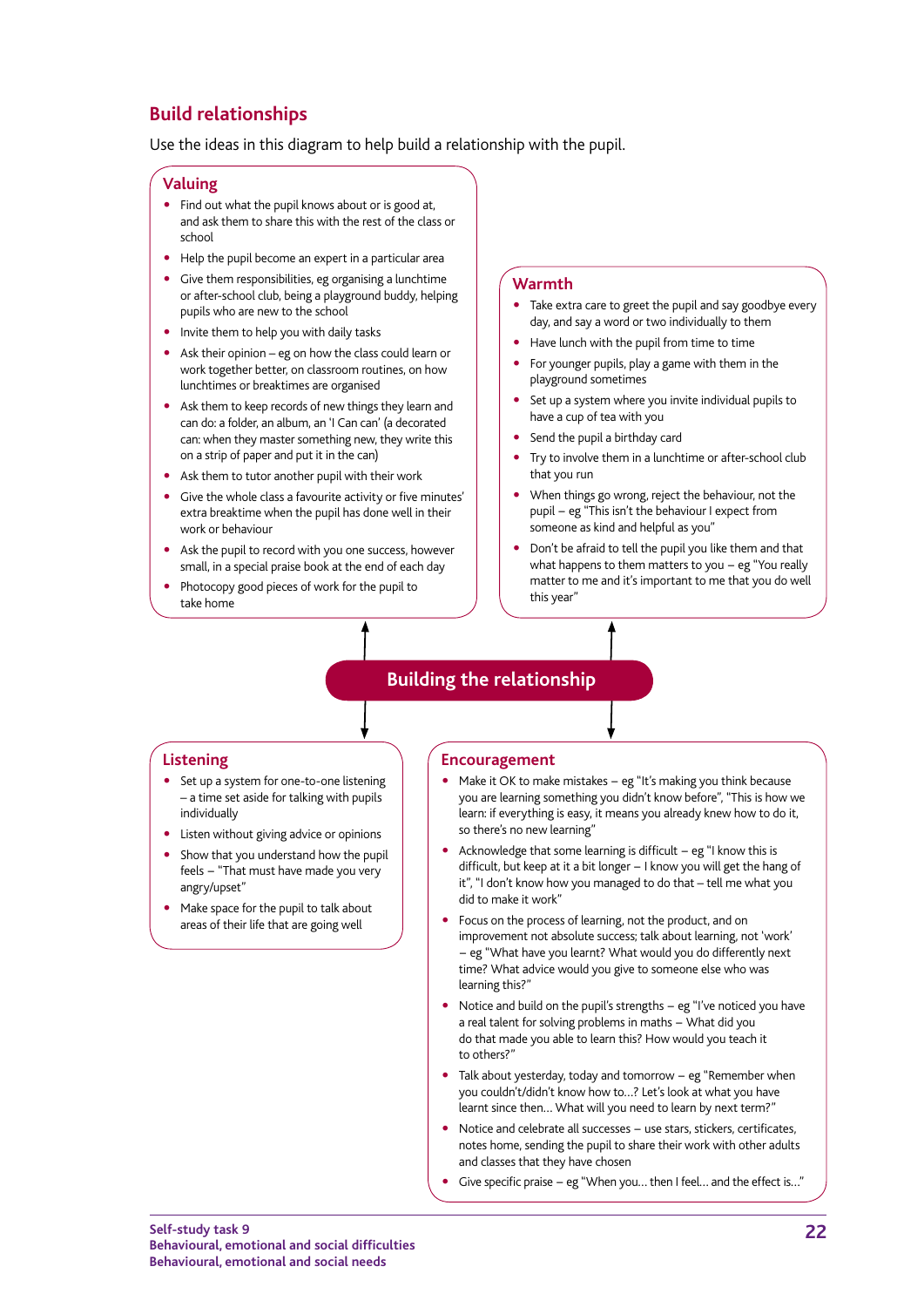## Build relationships

Use the ideas in this diagram to help build a relationship with the pupil.

### Building the relationship

### Valuing

- Find out what the pupil knows about or is good at, and ask them to share this with the rest of the class or school
- Help the pupil become an expert in a particular area
- Give them responsibilities, eg organising a lunchtime or after-school club, being a playground buddy, helping pupils who are new to the school
- Invite them to help you with daily tasks
- Ask their opinion – eg on how the class could learn or work together better, on classroom routines, on how lunchtimes or breaktimes are organised
- Ask them to keep records of new things they learn and can do: a folder, an album, an 'I Can can' (a decorated can: when they master something new, they write this on a strip of paper and put it in the can)
- Ask them to tutor another pupil with their work
- Give the whole class a favourite activity or five minutes' extra breaktime when the pupil has done well in their work or behaviour
- Ask the pupil to record with you one success, however small, in a special praise book at the end of each day
- Photocopy good pieces of work for the pupil to take home

### Warmth

- Take extra care to greet the pupil and say goodbye every day, and say a word or two individually to them
- Have lunch with the pupil from time to time
- For younger pupils, play a game with them in the playground sometimes
- Set up a system where you invite individual pupils to have a cup of tea with you
- Send the pupil a birthday card
- Try to involve them in a lunchtime or after-school club that you run
- When things go wrong, reject the behaviour, not the pupil – eg "This isn't the behaviour I expect from someone as kind and helpful as you"
- Don't be afraid to tell the pupil you like them and that what happens to them matters to you – eg "You really matter to me and it's important to me that you do well this year"

### Listening

- Set up a system for one-to-one listening – a time set aside for talking with pupils individually
- Listen without giving advice or opinions
- Show that you understand how the pupil feels – "That must have made you very angry/upset"
- Make space for the pupil to talk about areas of their life that are going well

### Encouragement

- Make it OK to make mistakes – eg "It's making you think because you are learning something you didn't know before", "This is how we learn: if everything is easy, it means you already knew how to do it, so there's no new learning"
- Acknowledge that some learning is difficult – eg "I know this is difficult, but keep at it a bit longer – I know you will get the hang of it", "I don't know how you managed to do that – tell me what you did to make it work"
- Focus on the process of learning, not the product, and on improvement not absolute success; talk about learning, not 'work' – eg "What have you learnt? What would you do differently next time? What advice would you give to someone else who was learning this?"
- Notice and build on the pupil's strengths – eg "I've noticed you have a real talent for solving problems in maths – What did you do that made you able to learn this? How would you teach it to others?"
- Talk about yesterday, today and tomorrow – eg "Remember when you couldn't/didn't know how to...? Let's look at what you have learnt since then... What will you need to learn by next term?"
- Notice and celebrate all successes – use stars, stickers, certificates, notes home, sending the pupil to share their work with other adults and classes that they have chosen
- Give specific praise – eg "When you... then I feel... and the effect is..."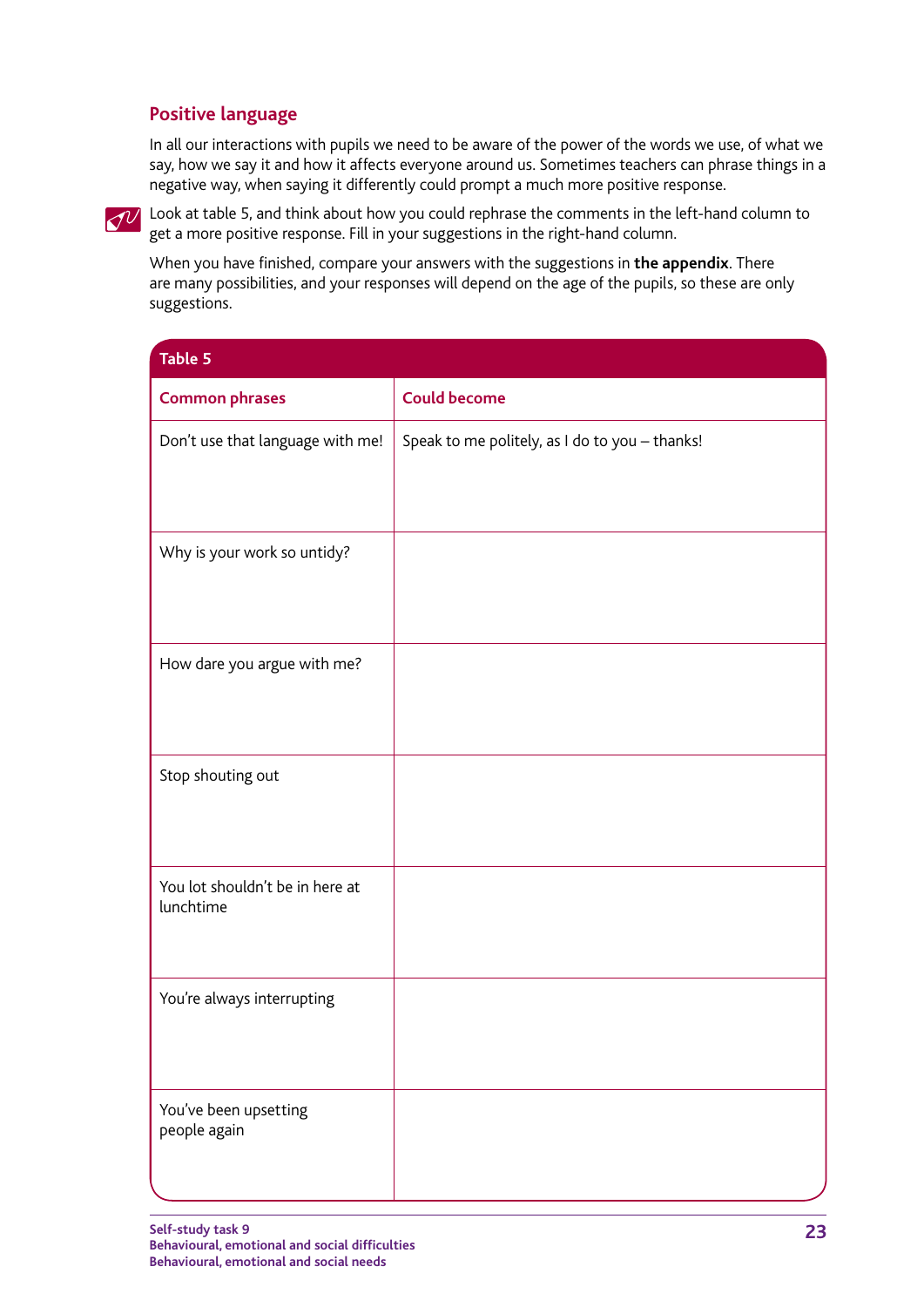## Positive language

In all our interactions with pupils we need to be aware of the power of the words we use, of what we say, how we say it and how it affects everyone around us. Sometimes teachers can phrase things in a negative way, when saying it differently could prompt a much more positive response.

Look at table 5, and think about how you could rephrase the comments in the left-hand column to get a more positive response. Fill in your suggestions in the right-hand column.

When you have finished, compare your answers with the suggestions in **the appendix**. There are many possibilities, and your responses will depend on the age of the pupils, so these are only suggestions.

**Table 5**

| Common phrases | Could become |
| --- | --- |
| Don't use that language with me! | Speak to me politely, as I do to you – thanks! |
| Why is your work so untidy? | |
| How dare you argue with me? | |
| Stop shouting out | |
| You lot shouldn't be in here at lunchtime | |
| You're always interrupting | |
| You've been upsetting people again | |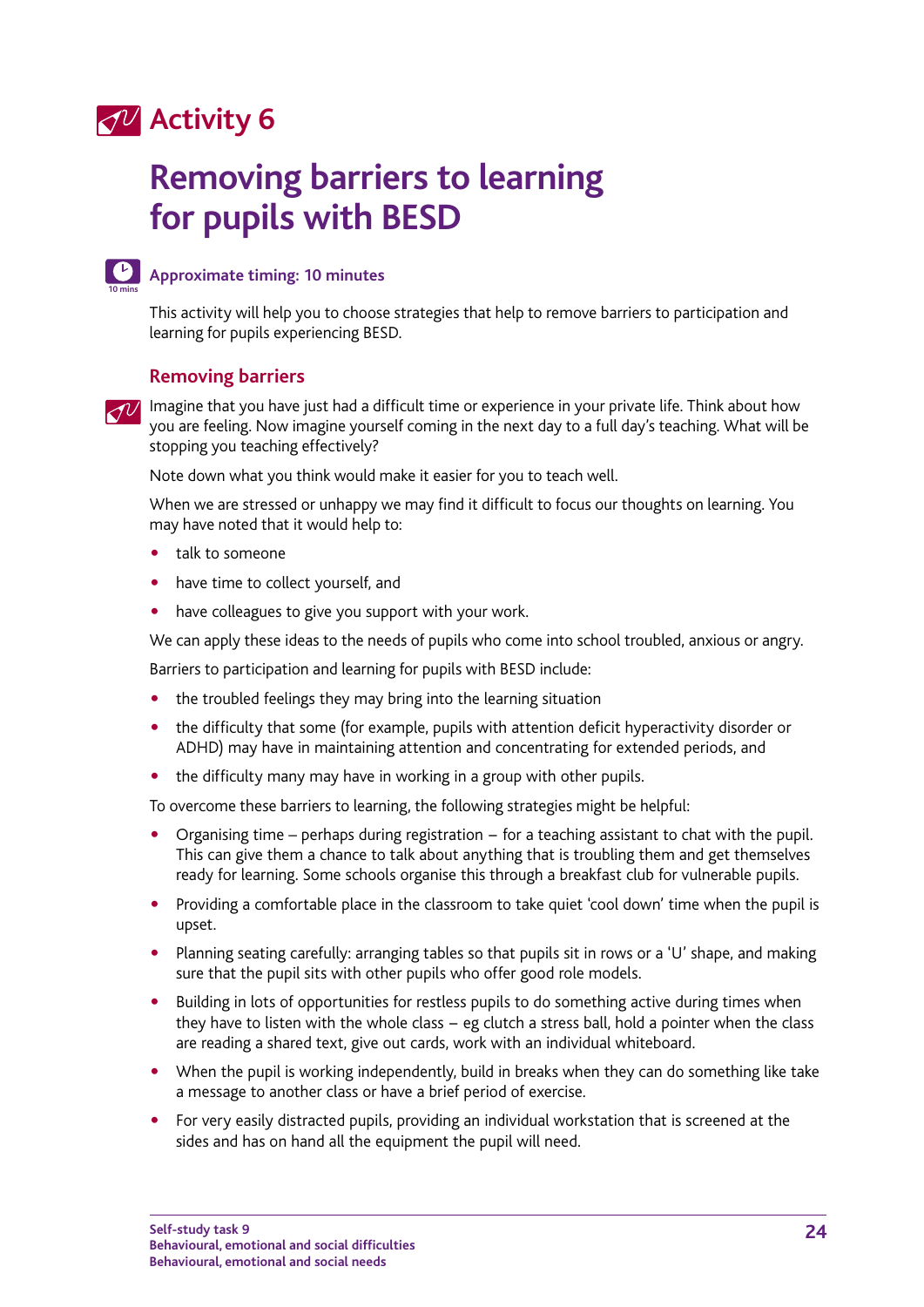# Activity 6

## Removing barriers to learning for pupils with BESD

**Approximate timing: 10 minutes**

This activity will help you to choose strategies that help to remove barriers to participation and learning for pupils experiencing BESD.

### Removing barriers

Imagine that you have just had a difficult time or experience in your private life. Think about how you are feeling. Now imagine yourself coming in the next day to a full day's teaching. What will be stopping you teaching effectively?

Note down what you think would make it easier for you to teach well.

When we are stressed or unhappy we may find it difficult to focus our thoughts on learning. You may have noted that it would help to:

- talk to someone
- have time to collect yourself, and
- have colleagues to give you support with your work.

We can apply these ideas to the needs of pupils who come into school troubled, anxious or angry.

Barriers to participation and learning for pupils with BESD include:

- the troubled feelings they may bring into the learning situation
- the difficulty that some (for example, pupils with attention deficit hyperactivity disorder or ADHD) may have in maintaining attention and concentrating for extended periods, and
- the difficulty many may have in working in a group with other pupils.

To overcome these barriers to learning, the following strategies might be helpful:

- Organising time – perhaps during registration – for a teaching assistant to chat with the pupil. This can give them a chance to talk about anything that is troubling them and get themselves ready for learning. Some schools organise this through a breakfast club for vulnerable pupils.
- Providing a comfortable place in the classroom to take quiet 'cool down' time when the pupil is upset.
- Planning seating carefully: arranging tables so that pupils sit in rows or a 'U' shape, and making sure that the pupil sits with other pupils who offer good role models.
- Building in lots of opportunities for restless pupils to do something active during times when they have to listen with the whole class – eg clutch a stress ball, hold a pointer when the class are reading a shared text, give out cards, work with an individual whiteboard.
- When the pupil is working independently, build in breaks when they can do something like take a message to another class or have a brief period of exercise.
- For very easily distracted pupils, providing an individual workstation that is screened at the sides and has on hand all the equipment the pupil will need.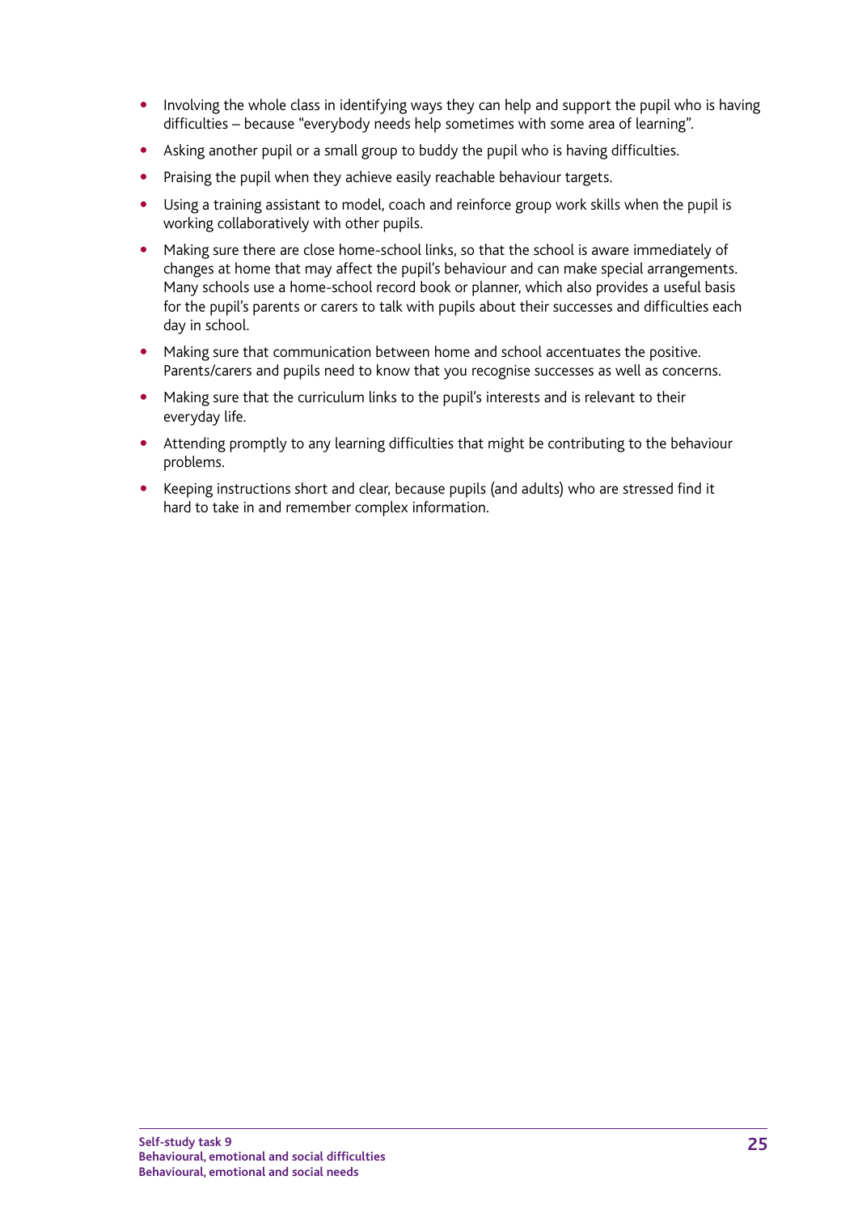- Involving the whole class in identifying ways they can help and support the pupil who is having difficulties – because "everybody needs help sometimes with some area of learning".
- Asking another pupil or a small group to buddy the pupil who is having difficulties.
- Praising the pupil when they achieve easily reachable behaviour targets.
- Using a training assistant to model, coach and reinforce group work skills when the pupil is working collaboratively with other pupils.
- Making sure there are close home-school links, so that the school is aware immediately of changes at home that may affect the pupil's behaviour and can make special arrangements. Many schools use a home-school record book or planner, which also provides a useful basis for the pupil's parents or carers to talk with pupils about their successes and difficulties each day in school.
- Making sure that communication between home and school accentuates the positive. Parents/carers and pupils need to know that you recognise successes as well as concerns.
- Making sure that the curriculum links to the pupil's interests and is relevant to their everyday life.
- Attending promptly to any learning difficulties that might be contributing to the behaviour problems.
- Keeping instructions short and clear, because pupils (and adults) who are stressed find it hard to take in and remember complex information.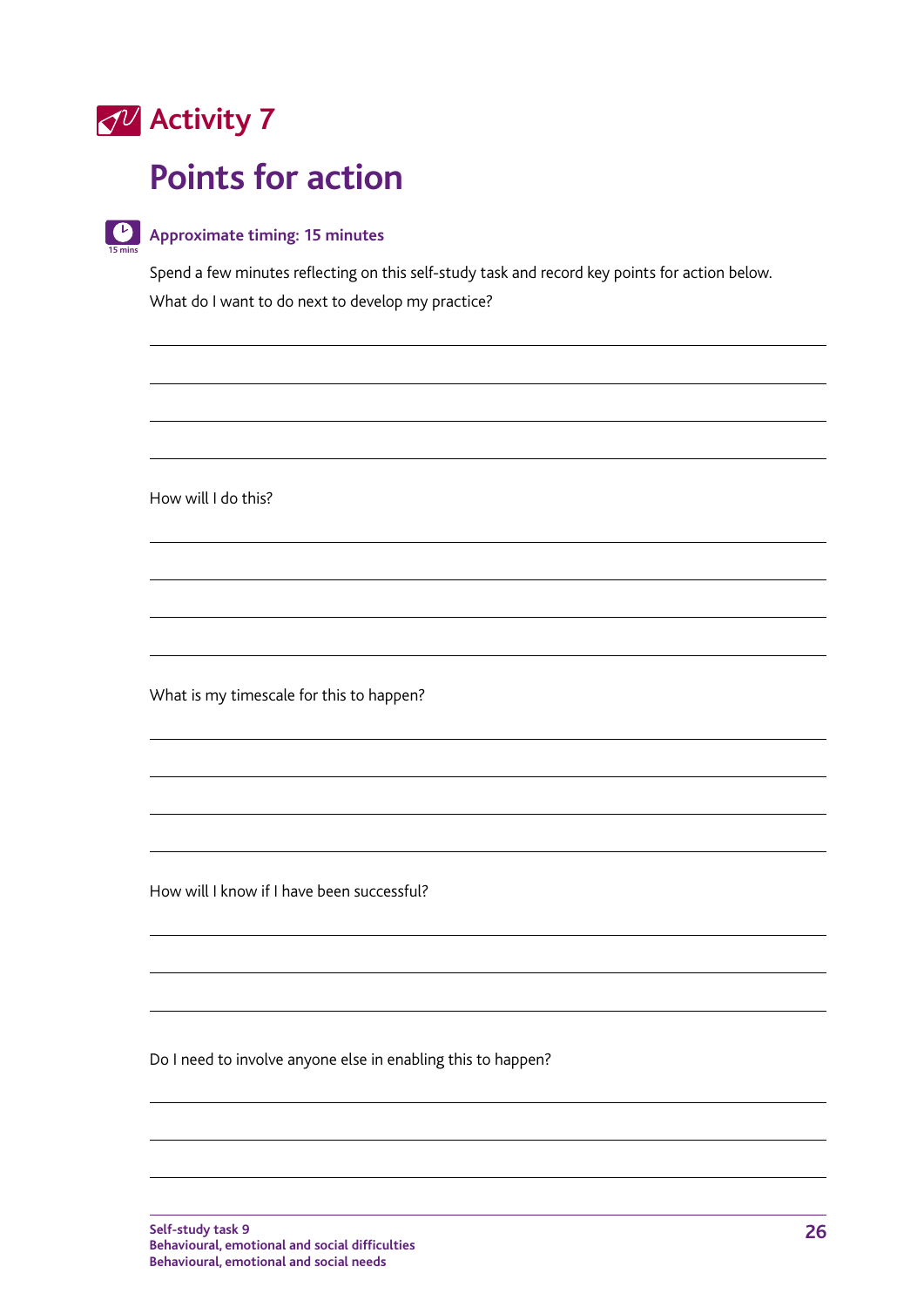# Activity 7

## Points for action

**Approximate timing: 15 minutes**

Spend a few minutes reflecting on this self-study task and record key points for action below.

What do I want to do next to develop my practice?

How will I do this?

What is my timescale for this to happen?

How will I know if I have been successful?

Do I need to involve anyone else in enabling this to happen?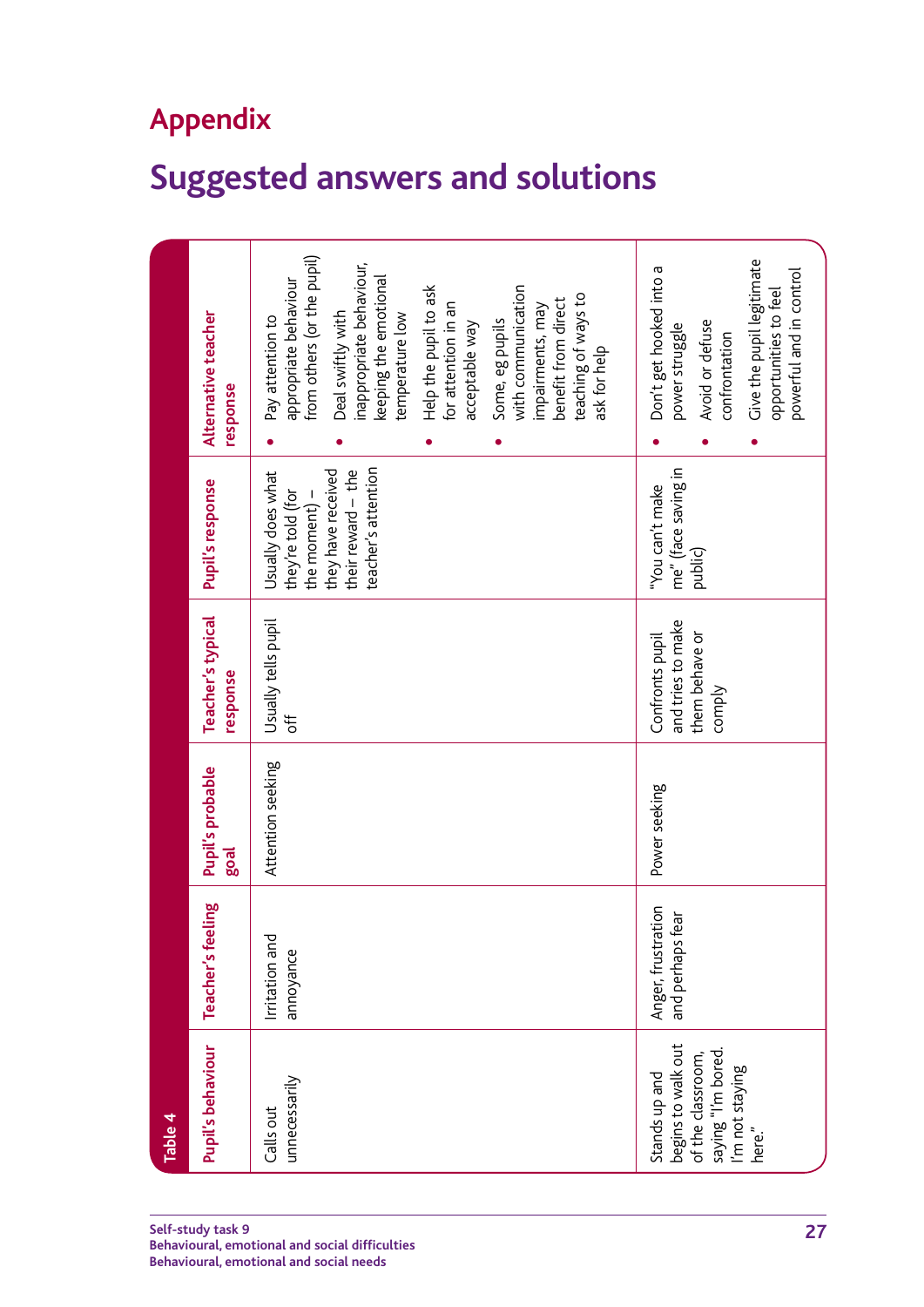## Appendix

# Suggested answers and solutions

Table 4

| Pupil's behaviour | Teacher's feeling | Pupil's probable goal | Teacher's typical response | Pupil's response | Alternative teacher response |
|---|---|---|---|---|---|
| Calls out unnecessarily | Irritation and annoyance | Attention seeking | Usually tells pupil off | Usually does what they're told (for the moment) – they have received their reward – the teacher's attention | • Pay attention to appropriate behaviour from others (or the pupil)<br>• Deal swiftly with inappropriate behaviour, keeping the emotional temperature low<br>• Help the pupil to ask for attention in an acceptable way<br>• Some, eg pupils with communication impairments, may benefit from direct teaching of ways to ask for help |
| Stands up and begins to walk out of the classroom, saying "I'm bored. I'm not staying here." | Anger, frustration and perhaps fear | Power seeking | Confronts pupil and tries to make them behave or comply | "You can't make me" (face saving in public) | • Don't get hooked into a power struggle<br>• Avoid or defuse confrontation<br>• Give the pupil legitimate opportunities to feel powerful and in control |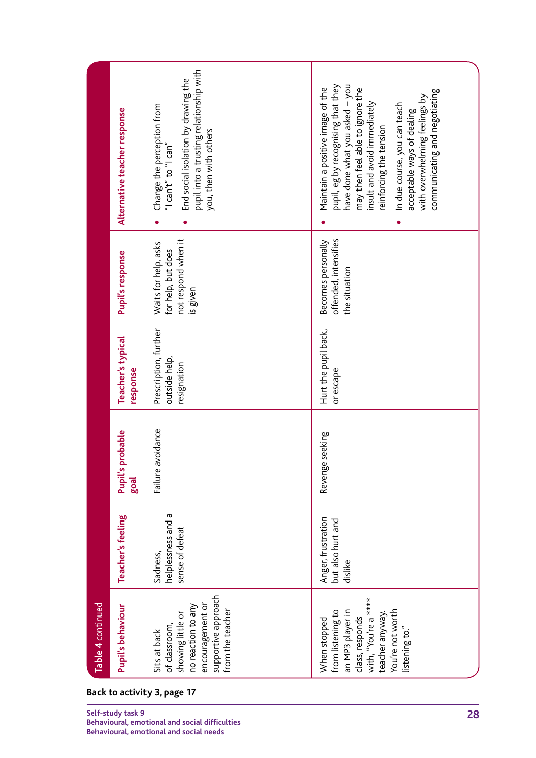**Table 4** continued

| Pupil's behaviour | Teacher's feeling | Pupil's probable goal | Teacher's typical response | Pupil's response | Alternative teacher response |
|---|---|---|---|---|---|
| Sits at back of classroom, showing little or no reaction to any encouragement or supportive approach from the teacher | Sadness, helplessness and a sense of defeat | Failure avoidance | Prescription, further outside help, resignation | Waits for help, asks for help, but does not respond when it is given | • Change the perception from "I can't" to "I can"<br>• End social isolation by drawing the pupil into a trusting relationship with you, then with others |
| When stopped from listening to an MP3 player in class, responds with, "You're a **** teacher anyway. You're not worth listening to." | Anger, frustration but also hurt and dislike | Revenge seeking | Hurt the pupil back, or escape | Becomes personally offended, intensifies the situation | • Maintain a positive image of the pupil, eg by recognising that they have done what you asked – you may then feel able to ignore the insult and avoid immediately reinforcing the tension<br>• In due course, you can teach acceptable ways of dealing with overwhelming feelings by communicating and negotiating |

**Back to activity 3, page 17**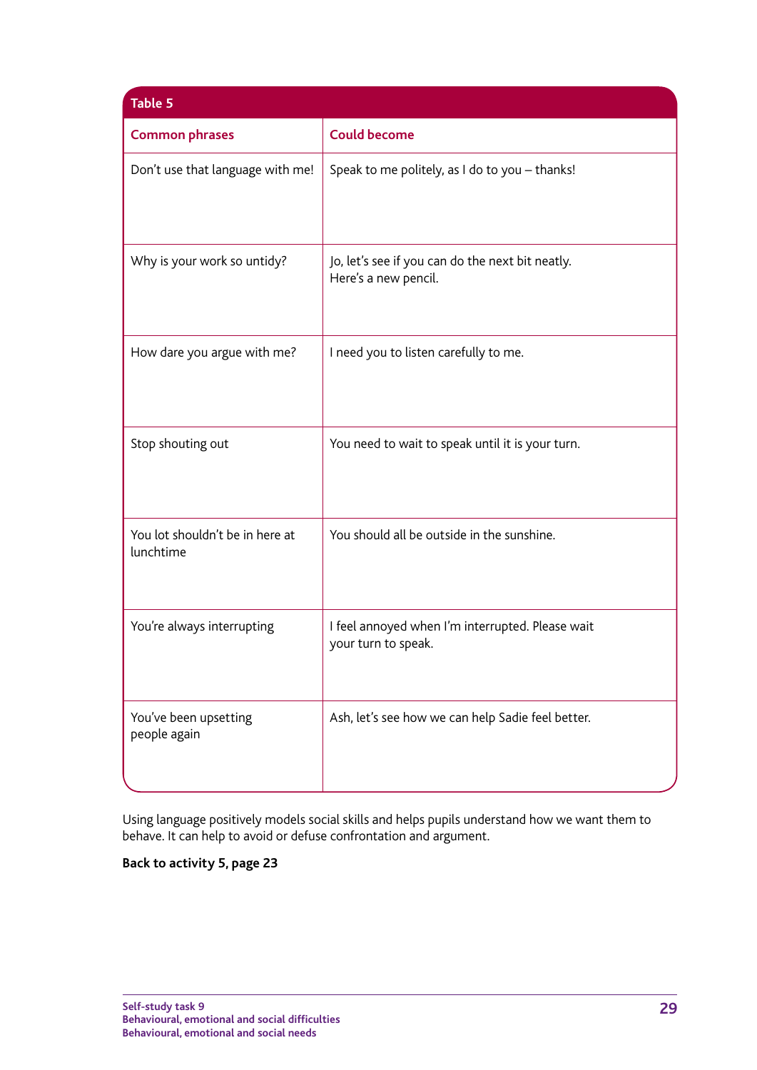**Table 5**

| Common phrases | Could become |
|---|---|
| Don't use that language with me! | Speak to me politely, as I do to you – thanks! |
| Why is your work so untidy? | Jo, let's see if you can do the next bit neatly. Here's a new pencil. |
| How dare you argue with me? | I need you to listen carefully to me. |
| Stop shouting out | You need to wait to speak until it is your turn. |
| You lot shouldn't be in here at lunchtime | You should all be outside in the sunshine. |
| You're always interrupting | I feel annoyed when I'm interrupted. Please wait your turn to speak. |
| You've been upsetting people again | Ash, let's see how we can help Sadie feel better. |

Using language positively models social skills and helps pupils understand how we want them to behave. It can help to avoid or defuse confrontation and argument.

**Back to activity 5, page 23**